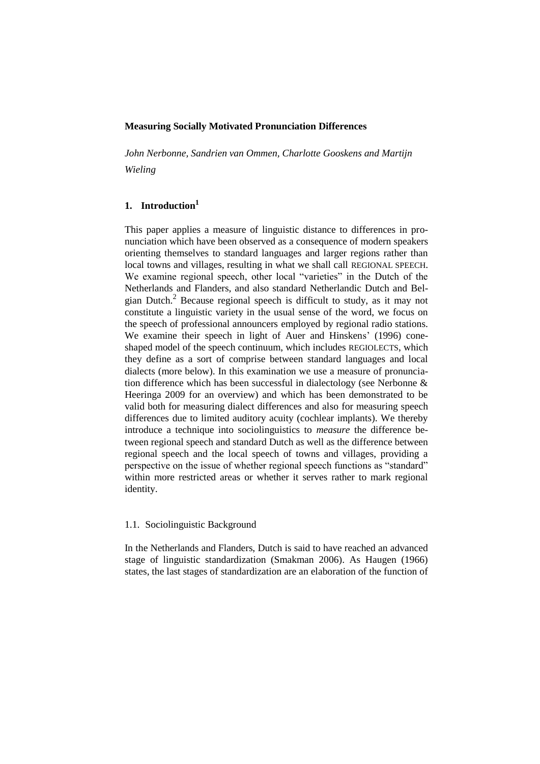**Measuring Socially Motivated Pronunciation Differences**

*John Nerbonne, Sandrien van Ommen, Charlotte Gooskens and Martijn Wieling*

## 1. Introduction[1]

This paper applies a measure of linguistic distance to differences in pronunciation which have been observed as a consequence of modern speakers orienting themselves to standard languages and larger regions rather than local towns and villages, resulting in what we shall call REGIONAL SPEECH. We examine regional speech, other local "varieties" in the Dutch of the Netherlands and Flanders, and also standard Netherlandic Dutch and Belgian Dutch.[2] Because regional speech is difficult to study, as it may not constitute a linguistic variety in the usual sense of the word, we focus on the speech of professional announcers employed by regional radio stations. We examine their speech in light of Auer and Hinskens' (1996) cone-shaped model of the speech continuum, which includes REGIOLECTS, which they define as a sort of comprise between standard languages and local dialects (more below). In this examination we use a measure of pronunciation difference which has been successful in dialectology (see Nerbonne & Heeringa 2009 for an overview) and which has been demonstrated to be valid both for measuring dialect differences and also for measuring speech differences due to limited auditory acuity (cochlear implants). We thereby introduce a technique into sociolinguistics to *measure* the difference between regional speech and standard Dutch as well as the difference between regional speech and the local speech of towns and villages, providing a perspective on the issue of whether regional speech functions as "standard" within more restricted areas or whether it serves rather to mark regional identity.

### 1.1. Sociolinguistic Background

In the Netherlands and Flanders, Dutch is said to have reached an advanced stage of linguistic standardization (Smakman 2006). As Haugen (1966) states, the last stages of standardization are an elaboration of the function of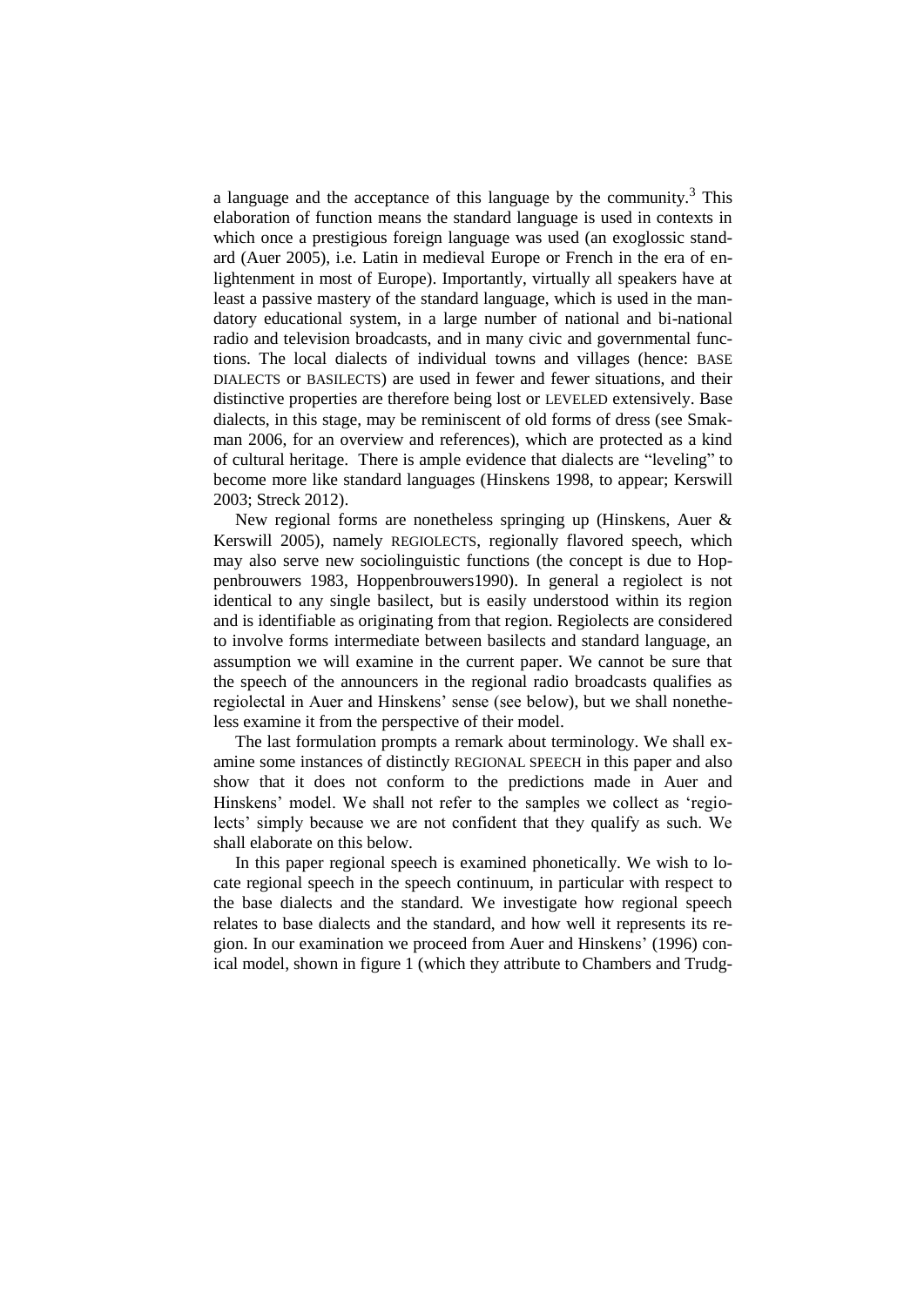a language and the acceptance of this language by the community.[3] This elaboration of function means the standard language is used in contexts in which once a prestigious foreign language was used (an exoglossic standard (Auer 2005), i.e. Latin in medieval Europe or French in the era of enlightenment in most of Europe). Importantly, virtually all speakers have at least a passive mastery of the standard language, which is used in the mandatory educational system, in a large number of national and bi-national radio and television broadcasts, and in many civic and governmental functions. The local dialects of individual towns and villages (hence: BASE DIALECTS or BASILECTS) are used in fewer and fewer situations, and their distinctive properties are therefore being lost or LEVELED extensively. Base dialects, in this stage, may be reminiscent of old forms of dress (see Smakman 2006, for an overview and references), which are protected as a kind of cultural heritage. There is ample evidence that dialects are "leveling" to become more like standard languages (Hinskens 1998, to appear; Kerswill 2003; Streck 2012).

New regional forms are nonetheless springing up (Hinskens, Auer & Kerswill 2005), namely REGIOLECTS, regionally flavored speech, which may also serve new sociolinguistic functions (the concept is due to Hoppenbrouwers 1983, Hoppenbrouwers1990). In general a regiolect is not identical to any single basilect, but is easily understood within its region and is identifiable as originating from that region. Regiolects are considered to involve forms intermediate between basilects and standard language, an assumption we will examine in the current paper. We cannot be sure that the speech of the announcers in the regional radio broadcasts qualifies as regiolectal in Auer and Hinskens' sense (see below), but we shall nonetheless examine it from the perspective of their model.

The last formulation prompts a remark about terminology. We shall examine some instances of distinctly REGIONAL SPEECH in this paper and also show that it does not conform to the predictions made in Auer and Hinskens' model. We shall not refer to the samples we collect as 'regiolects' simply because we are not confident that they qualify as such. We shall elaborate on this below.

In this paper regional speech is examined phonetically. We wish to locate regional speech in the speech continuum, in particular with respect to the base dialects and the standard. We investigate how regional speech relates to base dialects and the standard, and how well it represents its region. In our examination we proceed from Auer and Hinskens' (1996) conical model, shown in figure 1 (which they attribute to Chambers and Trudg-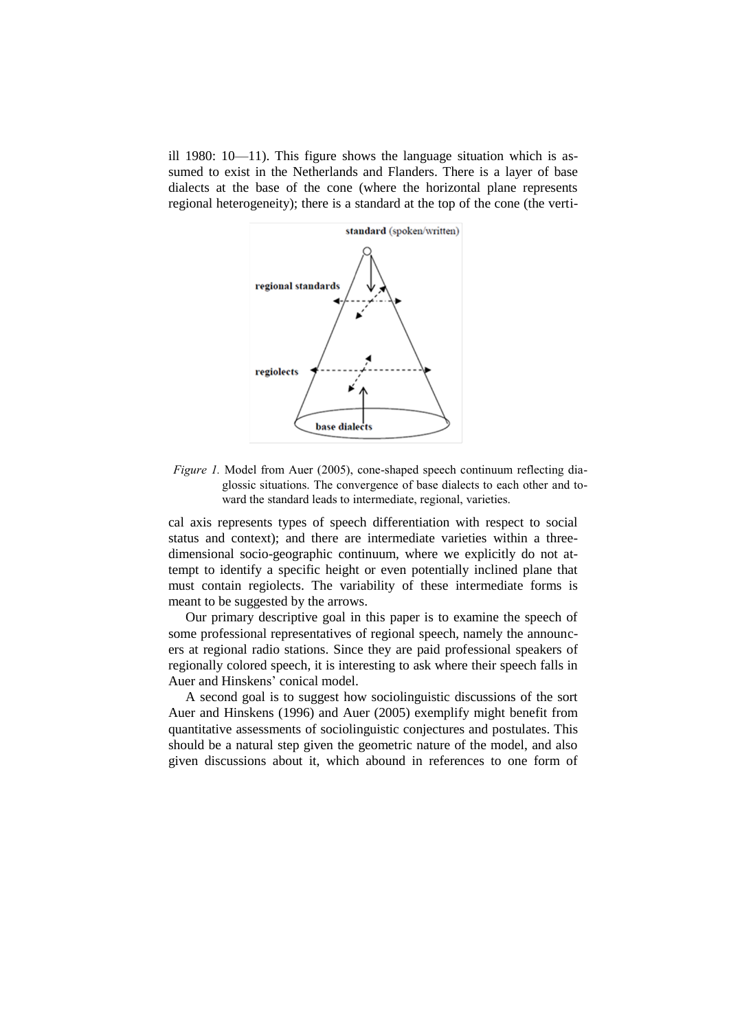ill 1980: 10—11). This figure shows the language situation which is assumed to exist in the Netherlands and Flanders. There is a layer of base dialects at the base of the cone (where the horizontal plane represents regional heterogeneity); there is a standard at the top of the cone (the verti-

*Figure 1.* Model from Auer (2005), cone-shaped speech continuum reflecting diaglossic situations. The convergence of base dialects to each other and toward the standard leads to intermediate, regional, varieties.

cal axis represents types of speech differentiation with respect to social status and context); and there are intermediate varieties within a three-dimensional socio-geographic continuum, where we explicitly do not attempt to identify a specific height or even potentially inclined plane that must contain regiolects. The variability of these intermediate forms is meant to be suggested by the arrows.

Our primary descriptive goal in this paper is to examine the speech of some professional representatives of regional speech, namely the announcers at regional radio stations. Since they are paid professional speakers of regionally colored speech, it is interesting to ask where their speech falls in Auer and Hinskens' conical model.

A second goal is to suggest how sociolinguistic discussions of the sort Auer and Hinskens (1996) and Auer (2005) exemplify might benefit from quantitative assessments of sociolinguistic conjectures and postulates. This should be a natural step given the geometric nature of the model, and also given discussions about it, which abound in references to one form of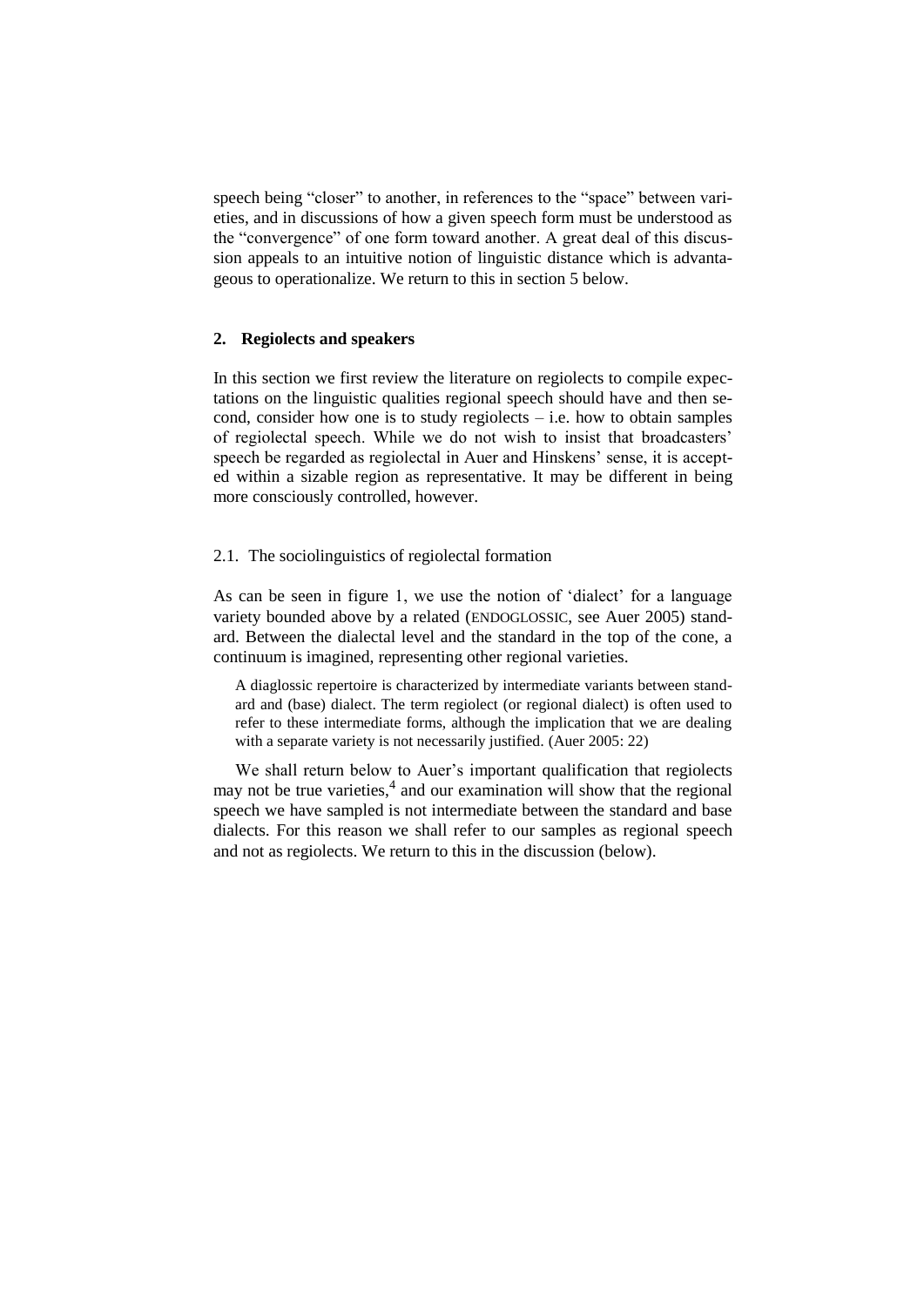speech being "closer" to another, in references to the "space" between varieties, and in discussions of how a given speech form must be understood as the "convergence" of one form toward another. A great deal of this discussion appeals to an intuitive notion of linguistic distance which is advantageous to operationalize. We return to this in section 5 below.

## 2. Regiolects and speakers

In this section we first review the literature on regiolects to compile expectations on the linguistic qualities regional speech should have and then second, consider how one is to study regiolects – i.e. how to obtain samples of regiolectal speech. While we do not wish to insist that broadcasters' speech be regarded as regiolectal in Auer and Hinskens' sense, it is accepted within a sizable region as representative. It may be different in being more consciously controlled, however.

### 2.1. The sociolinguistics of regiolectal formation

As can be seen in figure 1, we use the notion of 'dialect' for a language variety bounded above by a related (ENDOGLOSSIC, see Auer 2005) standard. Between the dialectal level and the standard in the top of the cone, a continuum is imagined, representing other regional varieties.

> A diaglossic repertoire is characterized by intermediate variants between standard and (base) dialect. The term regiolect (or regional dialect) is often used to refer to these intermediate forms, although the implication that we are dealing with a separate variety is not necessarily justified. (Auer 2005: 22)

We shall return below to Auer's important qualification that regiolects may not be true varieties,[4] and our examination will show that the regional speech we have sampled is not intermediate between the standard and base dialects. For this reason we shall refer to our samples as regional speech and not as regiolects. We return to this in the discussion (below).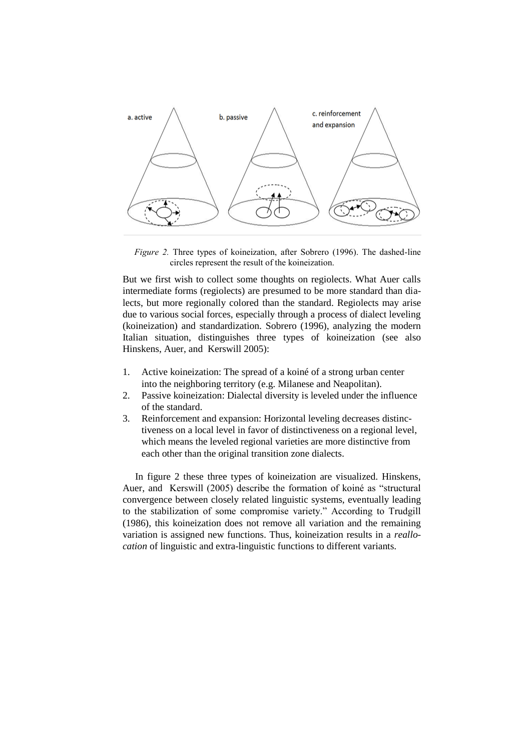*Figure 2.* Three types of koineization, after Sobrero (1996). The dashed-line circles represent the result of the koineization.

But we first wish to collect some thoughts on regiolects. What Auer calls intermediate forms (regiolects) are presumed to be more standard than dialects, but more regionally colored than the standard. Regiolects may arise due to various social forces, especially through a process of dialect leveling (koineization) and standardization. Sobrero (1996), analyzing the modern Italian situation, distinguishes three types of koineization (see also Hinskens, Auer, and Kerswill 2005):

1. Active koineization: The spread of a koiné of a strong urban center into the neighboring territory (e.g. Milanese and Neapolitan).
2. Passive koineization: Dialectal diversity is leveled under the influence of the standard.
3. Reinforcement and expansion: Horizontal leveling decreases distinctiveness on a local level in favor of distinctiveness on a regional level, which means the leveled regional varieties are more distinctive from each other than the original transition zone dialects.

In figure 2 these three types of koineization are visualized. Hinskens, Auer, and Kerswill (2005) describe the formation of koiné as "structural convergence between closely related linguistic systems, eventually leading to the stabilization of some compromise variety." According to Trudgill (1986), this koineization does not remove all variation and the remaining variation is assigned new functions. Thus, koineization results in a *reallocation* of linguistic and extra-linguistic functions to different variants.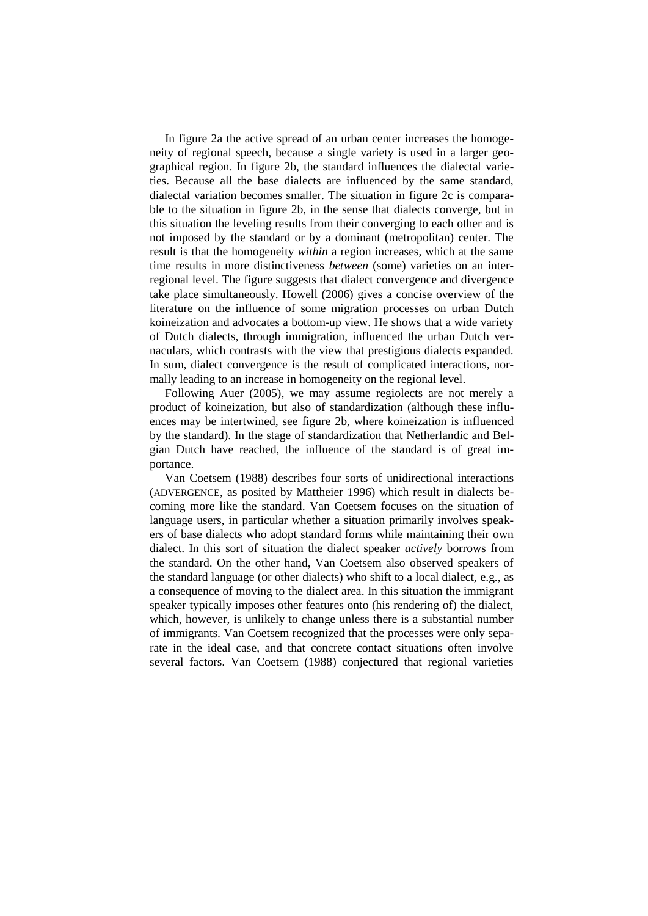In figure 2a the active spread of an urban center increases the homogeneity of regional speech, because a single variety is used in a larger geographical region. In figure 2b, the standard influences the dialectal varieties. Because all the base dialects are influenced by the same standard, dialectal variation becomes smaller. The situation in figure 2c is comparable to the situation in figure 2b, in the sense that dialects converge, but in this situation the leveling results from their converging to each other and is not imposed by the standard or by a dominant (metropolitan) center. The result is that the homogeneity *within* a region increases, which at the same time results in more distinctiveness *between* (some) varieties on an interregional level. The figure suggests that dialect convergence and divergence take place simultaneously. Howell (2006) gives a concise overview of the literature on the influence of some migration processes on urban Dutch koineization and advocates a bottom-up view. He shows that a wide variety of Dutch dialects, through immigration, influenced the urban Dutch vernaculars, which contrasts with the view that prestigious dialects expanded. In sum, dialect convergence is the result of complicated interactions, normally leading to an increase in homogeneity on the regional level.

Following Auer (2005), we may assume regiolects are not merely a product of koineization, but also of standardization (although these influences may be intertwined, see figure 2b, where koineization is influenced by the standard). In the stage of standardization that Netherlandic and Belgian Dutch have reached, the influence of the standard is of great importance.

Van Coetsem (1988) describes four sorts of unidirectional interactions (ADVERGENCE, as posited by Mattheier 1996) which result in dialects becoming more like the standard. Van Coetsem focuses on the situation of language users, in particular whether a situation primarily involves speakers of base dialects who adopt standard forms while maintaining their own dialect. In this sort of situation the dialect speaker *actively* borrows from the standard. On the other hand, Van Coetsem also observed speakers of the standard language (or other dialects) who shift to a local dialect, e.g., as a consequence of moving to the dialect area. In this situation the immigrant speaker typically imposes other features onto (his rendering of) the dialect, which, however, is unlikely to change unless there is a substantial number of immigrants. Van Coetsem recognized that the processes were only separate in the ideal case, and that concrete contact situations often involve several factors. Van Coetsem (1988) conjectured that regional varieties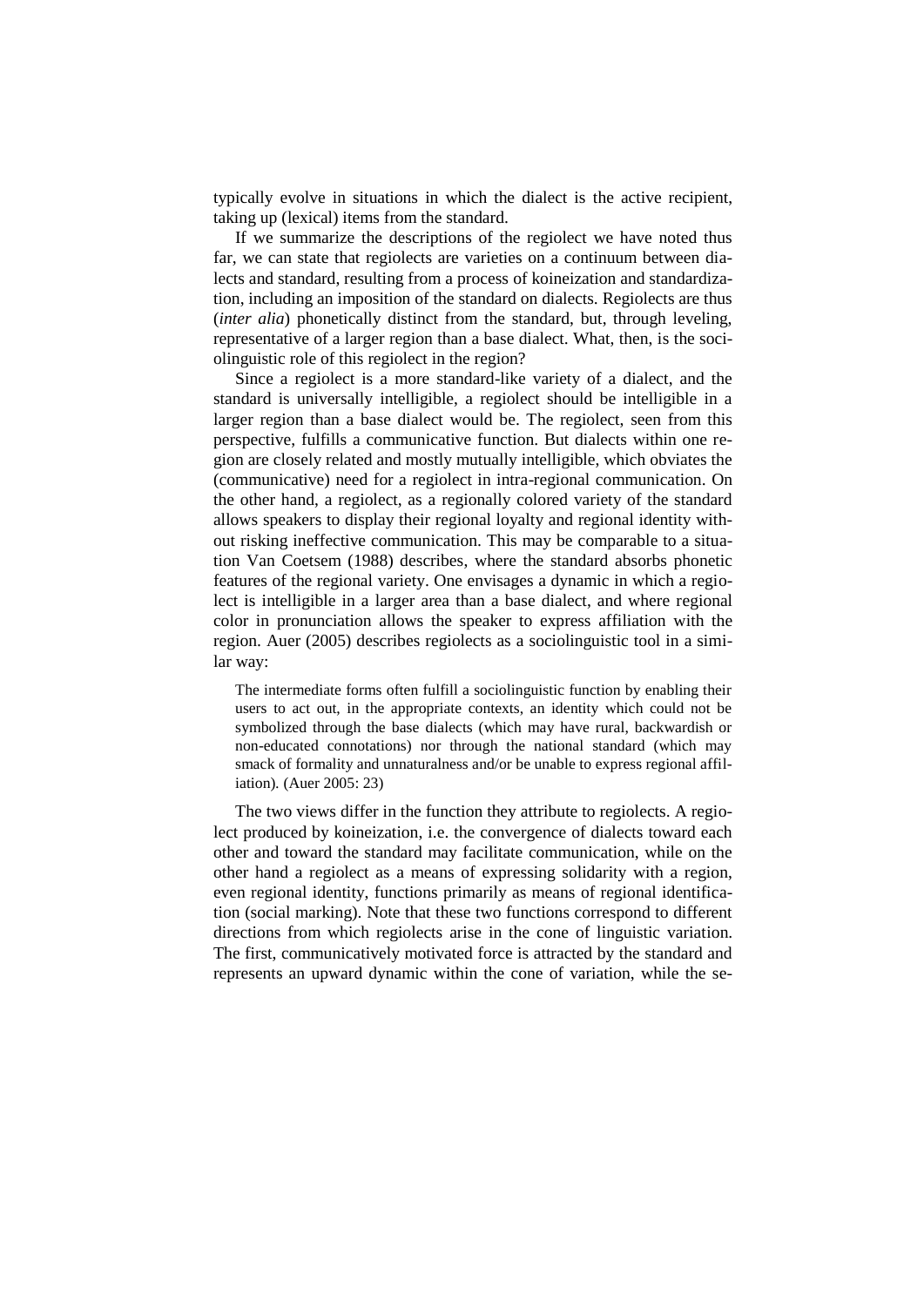typically evolve in situations in which the dialect is the active recipient, taking up (lexical) items from the standard.

If we summarize the descriptions of the regiolect we have noted thus far, we can state that regiolects are varieties on a continuum between dialects and standard, resulting from a process of koineization and standardization, including an imposition of the standard on dialects. Regiolects are thus (*inter alia*) phonetically distinct from the standard, but, through leveling, representative of a larger region than a base dialect. What, then, is the sociolinguistic role of this regiolect in the region?

Since a regiolect is a more standard-like variety of a dialect, and the standard is universally intelligible, a regiolect should be intelligible in a larger region than a base dialect would be. The regiolect, seen from this perspective, fulfills a communicative function. But dialects within one region are closely related and mostly mutually intelligible, which obviates the (communicative) need for a regiolect in intra-regional communication. On the other hand, a regiolect, as a regionally colored variety of the standard allows speakers to display their regional loyalty and regional identity without risking ineffective communication. This may be comparable to a situation Van Coetsem (1988) describes, where the standard absorbs phonetic features of the regional variety. One envisages a dynamic in which a regiolect is intelligible in a larger area than a base dialect, and where regional color in pronunciation allows the speaker to express affiliation with the region. Auer (2005) describes regiolects as a sociolinguistic tool in a similar way:

> The intermediate forms often fulfill a sociolinguistic function by enabling their users to act out, in the appropriate contexts, an identity which could not be symbolized through the base dialects (which may have rural, backwardish or non-educated connotations) nor through the national standard (which may smack of formality and unnaturalness and/or be unable to express regional affiliation). (Auer 2005: 23)

The two views differ in the function they attribute to regiolects. A regiolect produced by koineization, i.e. the convergence of dialects toward each other and toward the standard may facilitate communication, while on the other hand a regiolect as a means of expressing solidarity with a region, even regional identity, functions primarily as means of regional identification (social marking). Note that these two functions correspond to different directions from which regiolects arise in the cone of linguistic variation. The first, communicatively motivated force is attracted by the standard and represents an upward dynamic within the cone of variation, while the se-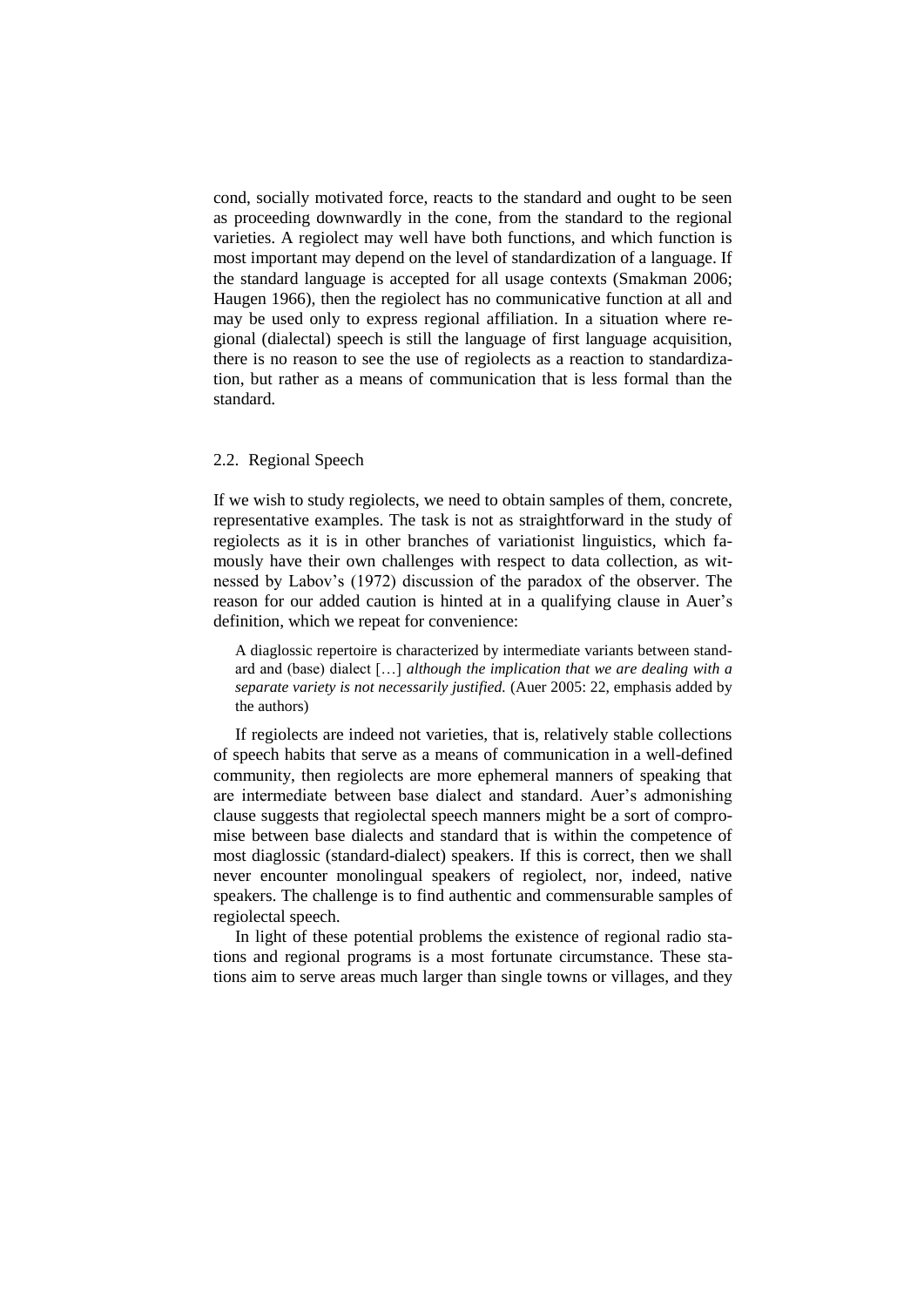cond, socially motivated force, reacts to the standard and ought to be seen as proceeding downwardly in the cone, from the standard to the regional varieties. A regiolect may well have both functions, and which function is most important may depend on the level of standardization of a language. If the standard language is accepted for all usage contexts (Smakman 2006; Haugen 1966), then the regiolect has no communicative function at all and may be used only to express regional affiliation. In a situation where regional (dialectal) speech is still the language of first language acquisition, there is no reason to see the use of regiolects as a reaction to standardization, but rather as a means of communication that is less formal than the standard.

### 2.2. Regional Speech

If we wish to study regiolects, we need to obtain samples of them, concrete, representative examples. The task is not as straightforward in the study of regiolects as it is in other branches of variationist linguistics, which famously have their own challenges with respect to data collection, as witnessed by Labov's (1972) discussion of the paradox of the observer. The reason for our added caution is hinted at in a qualifying clause in Auer's definition, which we repeat for convenience:

> A diaglossic repertoire is characterized by intermediate variants between standard and (base) dialect […] *although the implication that we are dealing with a separate variety is not necessarily justified.* (Auer 2005: 22, emphasis added by the authors)

If regiolects are indeed not varieties, that is, relatively stable collections of speech habits that serve as a means of communication in a well-defined community, then regiolects are more ephemeral manners of speaking that are intermediate between base dialect and standard. Auer's admonishing clause suggests that regiolectal speech manners might be a sort of compromise between base dialects and standard that is within the competence of most diaglossic (standard-dialect) speakers. If this is correct, then we shall never encounter monolingual speakers of regiolect, nor, indeed, native speakers. The challenge is to find authentic and commensurable samples of regiolectal speech.

In light of these potential problems the existence of regional radio stations and regional programs is a most fortunate circumstance. These stations aim to serve areas much larger than single towns or villages, and they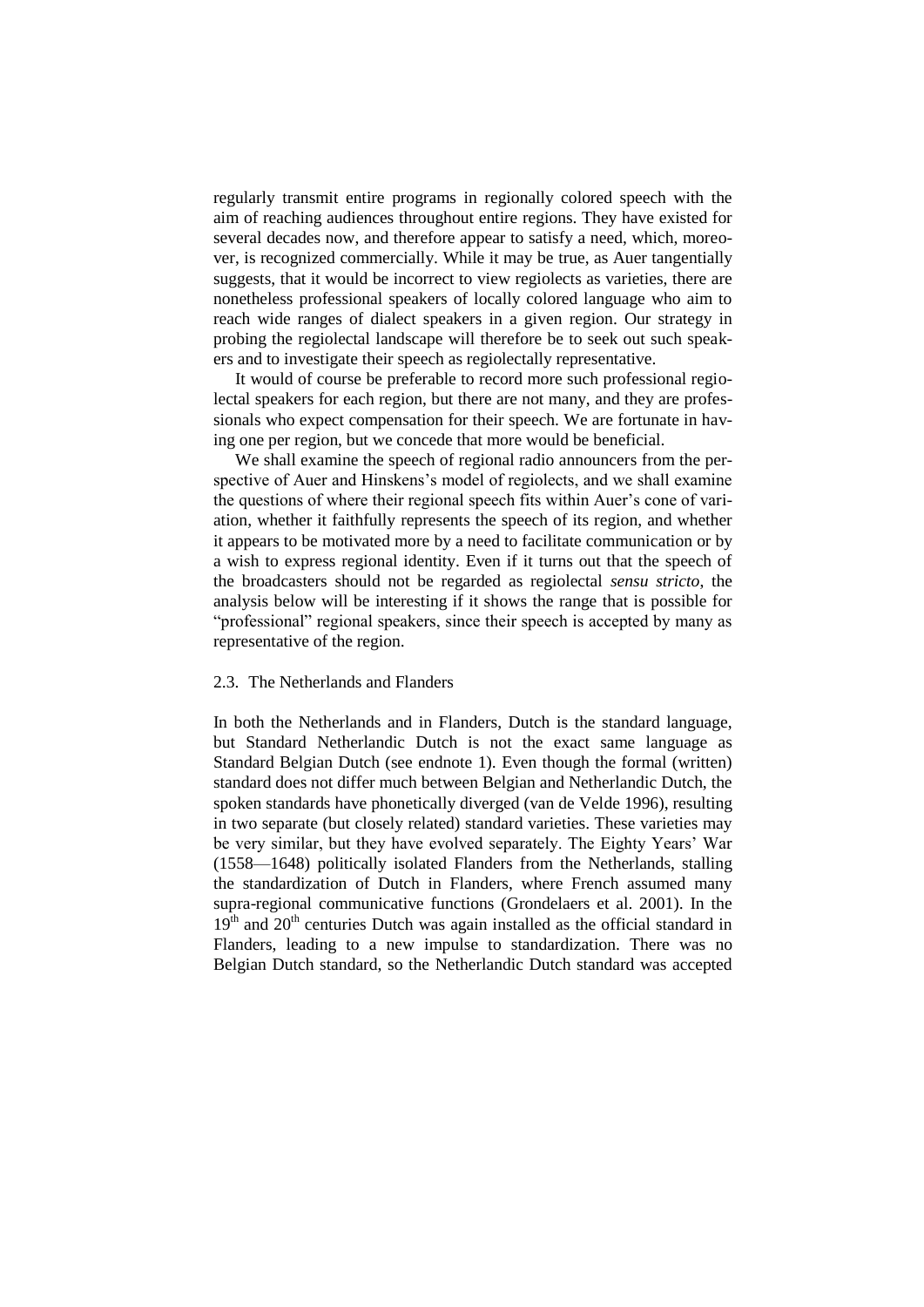regularly transmit entire programs in regionally colored speech with the aim of reaching audiences throughout entire regions. They have existed for several decades now, and therefore appear to satisfy a need, which, moreover, is recognized commercially. While it may be true, as Auer tangentially suggests, that it would be incorrect to view regiolects as varieties, there are nonetheless professional speakers of locally colored language who aim to reach wide ranges of dialect speakers in a given region. Our strategy in probing the regiolectal landscape will therefore be to seek out such speakers and to investigate their speech as regiolectally representative.

It would of course be preferable to record more such professional regiolectal speakers for each region, but there are not many, and they are professionals who expect compensation for their speech. We are fortunate in having one per region, but we concede that more would be beneficial.

We shall examine the speech of regional radio announcers from the perspective of Auer and Hinskens's model of regiolects, and we shall examine the questions of where their regional speech fits within Auer's cone of variation, whether it faithfully represents the speech of its region, and whether it appears to be motivated more by a need to facilitate communication or by a wish to express regional identity. Even if it turns out that the speech of the broadcasters should not be regarded as regiolectal *sensu stricto*, the analysis below will be interesting if it shows the range that is possible for "professional" regional speakers, since their speech is accepted by many as representative of the region.

### 2.3. The Netherlands and Flanders

In both the Netherlands and in Flanders, Dutch is the standard language, but Standard Netherlandic Dutch is not the exact same language as Standard Belgian Dutch (see endnote 1). Even though the formal (written) standard does not differ much between Belgian and Netherlandic Dutch, the spoken standards have phonetically diverged (van de Velde 1996), resulting in two separate (but closely related) standard varieties. These varieties may be very similar, but they have evolved separately. The Eighty Years' War (1558—1648) politically isolated Flanders from the Netherlands, stalling the standardization of Dutch in Flanders, where French assumed many supra-regional communicative functions (Grondelaers et al. 2001). In the 19th and 20th centuries Dutch was again installed as the official standard in Flanders, leading to a new impulse to standardization. There was no Belgian Dutch standard, so the Netherlandic Dutch standard was accepted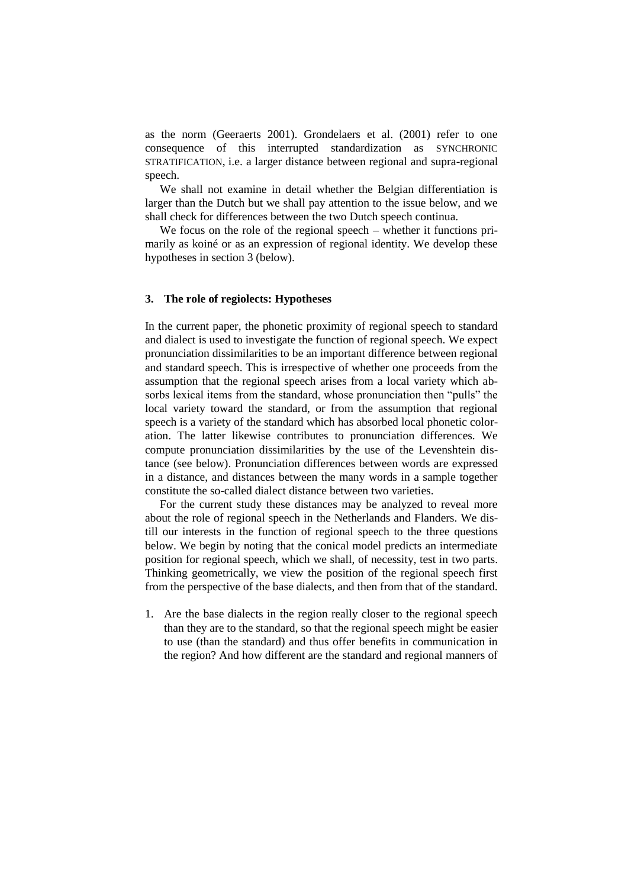as the norm (Geeraerts 2001). Grondelaers et al. (2001) refer to one consequence of this interrupted standardization as SYNCHRONIC STRATIFICATION, i.e. a larger distance between regional and supra-regional speech.

We shall not examine in detail whether the Belgian differentiation is larger than the Dutch but we shall pay attention to the issue below, and we shall check for differences between the two Dutch speech continua.

We focus on the role of the regional speech – whether it functions primarily as koiné or as an expression of regional identity. We develop these hypotheses in section 3 (below).

## 3. The role of regiolects: Hypotheses

In the current paper, the phonetic proximity of regional speech to standard and dialect is used to investigate the function of regional speech. We expect pronunciation dissimilarities to be an important difference between regional and standard speech. This is irrespective of whether one proceeds from the assumption that the regional speech arises from a local variety which absorbs lexical items from the standard, whose pronunciation then "pulls" the local variety toward the standard, or from the assumption that regional speech is a variety of the standard which has absorbed local phonetic coloration. The latter likewise contributes to pronunciation differences. We compute pronunciation dissimilarities by the use of the Levenshtein distance (see below). Pronunciation differences between words are expressed in a distance, and distances between the many words in a sample together constitute the so-called dialect distance between two varieties.

For the current study these distances may be analyzed to reveal more about the role of regional speech in the Netherlands and Flanders. We distill our interests in the function of regional speech to the three questions below. We begin by noting that the conical model predicts an intermediate position for regional speech, which we shall, of necessity, test in two parts. Thinking geometrically, we view the position of the regional speech first from the perspective of the base dialects, and then from that of the standard.

1. Are the base dialects in the region really closer to the regional speech than they are to the standard, so that the regional speech might be easier to use (than the standard) and thus offer benefits in communication in the region? And how different are the standard and regional manners of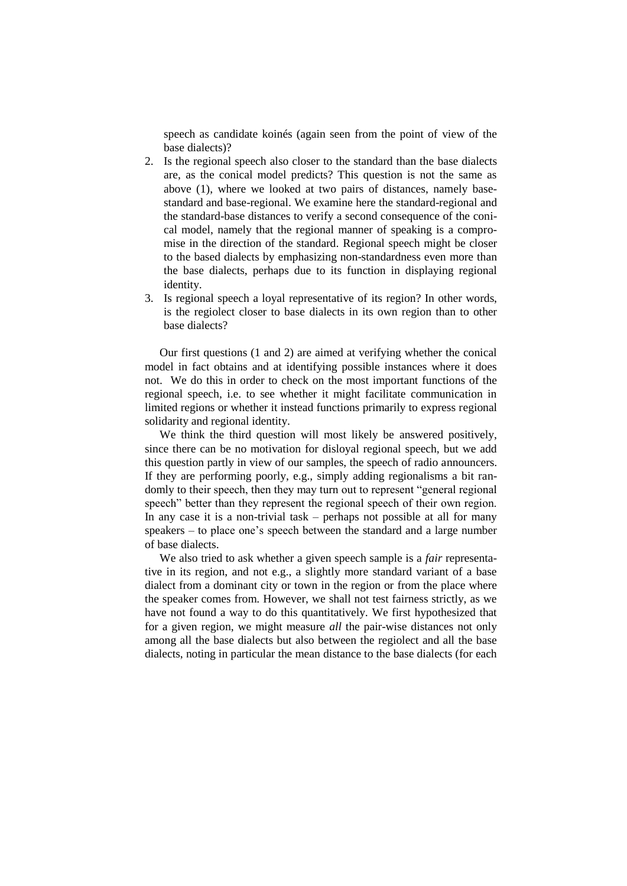speech as candidate koinés (again seen from the point of view of the base dialects)?

2. Is the regional speech also closer to the standard than the base dialects are, as the conical model predicts? This question is not the same as above (1), where we looked at two pairs of distances, namely base-standard and base-regional. We examine here the standard-regional and the standard-base distances to verify a second consequence of the conical model, namely that the regional manner of speaking is a compromise in the direction of the standard. Regional speech might be closer to the based dialects by emphasizing non-standardness even more than the base dialects, perhaps due to its function in displaying regional identity.
3. Is regional speech a loyal representative of its region? In other words, is the regiolect closer to base dialects in its own region than to other base dialects?

Our first questions (1 and 2) are aimed at verifying whether the conical model in fact obtains and at identifying possible instances where it does not. We do this in order to check on the most important functions of the regional speech, i.e. to see whether it might facilitate communication in limited regions or whether it instead functions primarily to express regional solidarity and regional identity.

We think the third question will most likely be answered positively, since there can be no motivation for disloyal regional speech, but we add this question partly in view of our samples, the speech of radio announcers. If they are performing poorly, e.g., simply adding regionalisms a bit randomly to their speech, then they may turn out to represent "general regional speech" better than they represent the regional speech of their own region. In any case it is a non-trivial task – perhaps not possible at all for many speakers – to place one's speech between the standard and a large number of base dialects.

We also tried to ask whether a given speech sample is a *fair* representative in its region, and not e.g., a slightly more standard variant of a base dialect from a dominant city or town in the region or from the place where the speaker comes from. However, we shall not test fairness strictly, as we have not found a way to do this quantitatively. We first hypothesized that for a given region, we might measure *all* the pair-wise distances not only among all the base dialects but also between the regiolect and all the base dialects, noting in particular the mean distance to the base dialects (for each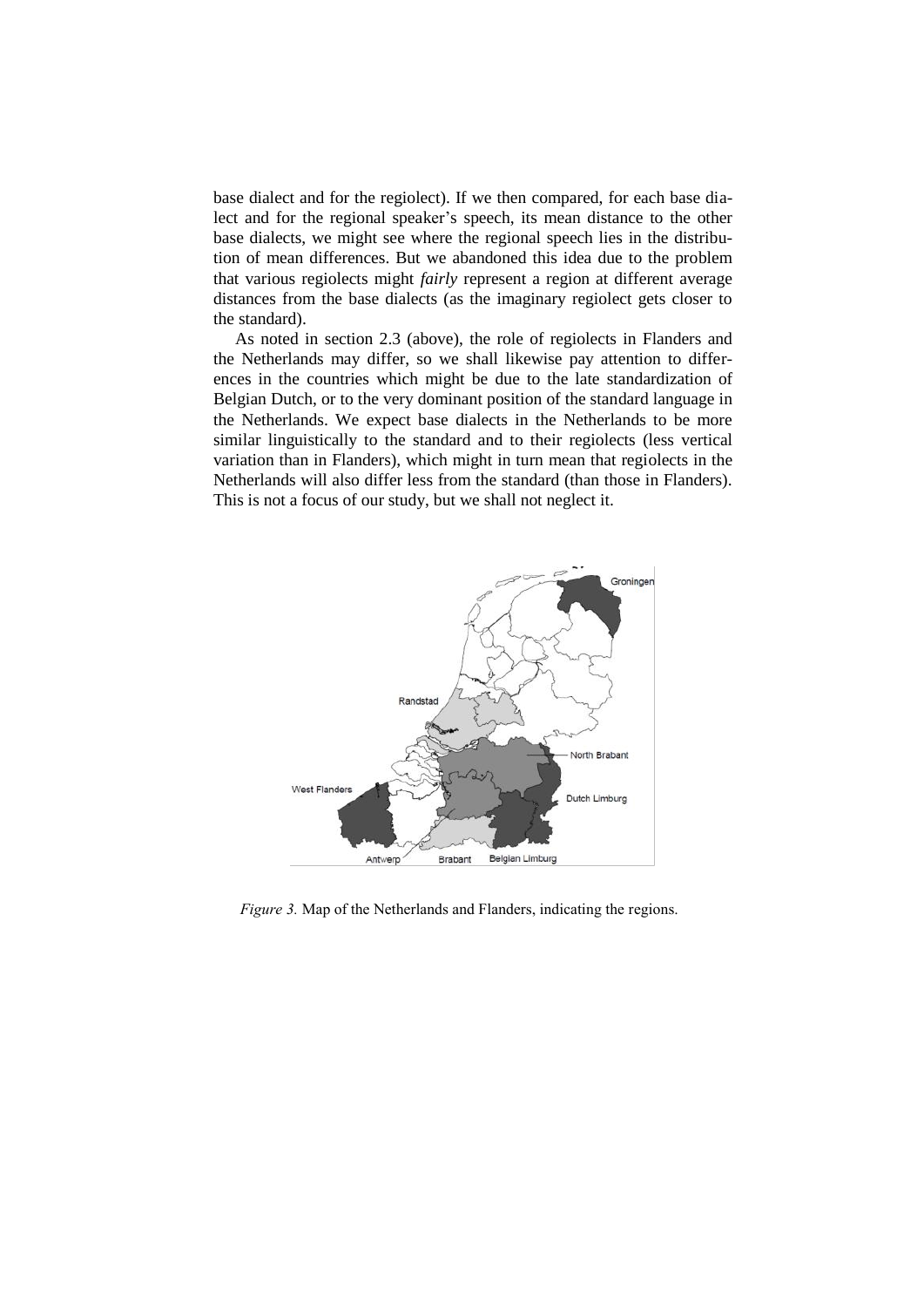base dialect and for the regiolect). If we then compared, for each base dialect and for the regional speaker's speech, its mean distance to the other base dialects, we might see where the regional speech lies in the distribution of mean differences. But we abandoned this idea due to the problem that various regiolects might *fairly* represent a region at different average distances from the base dialects (as the imaginary regiolect gets closer to the standard).

As noted in section 2.3 (above), the role of regiolects in Flanders and the Netherlands may differ, so we shall likewise pay attention to differences in the countries which might be due to the late standardization of Belgian Dutch, or to the very dominant position of the standard language in the Netherlands. We expect base dialects in the Netherlands to be more similar linguistically to the standard and to their regiolects (less vertical variation than in Flanders), which might in turn mean that regiolects in the Netherlands will also differ less from the standard (than those in Flanders). This is not a focus of our study, but we shall not neglect it.

*Figure 3.* Map of the Netherlands and Flanders, indicating the regions.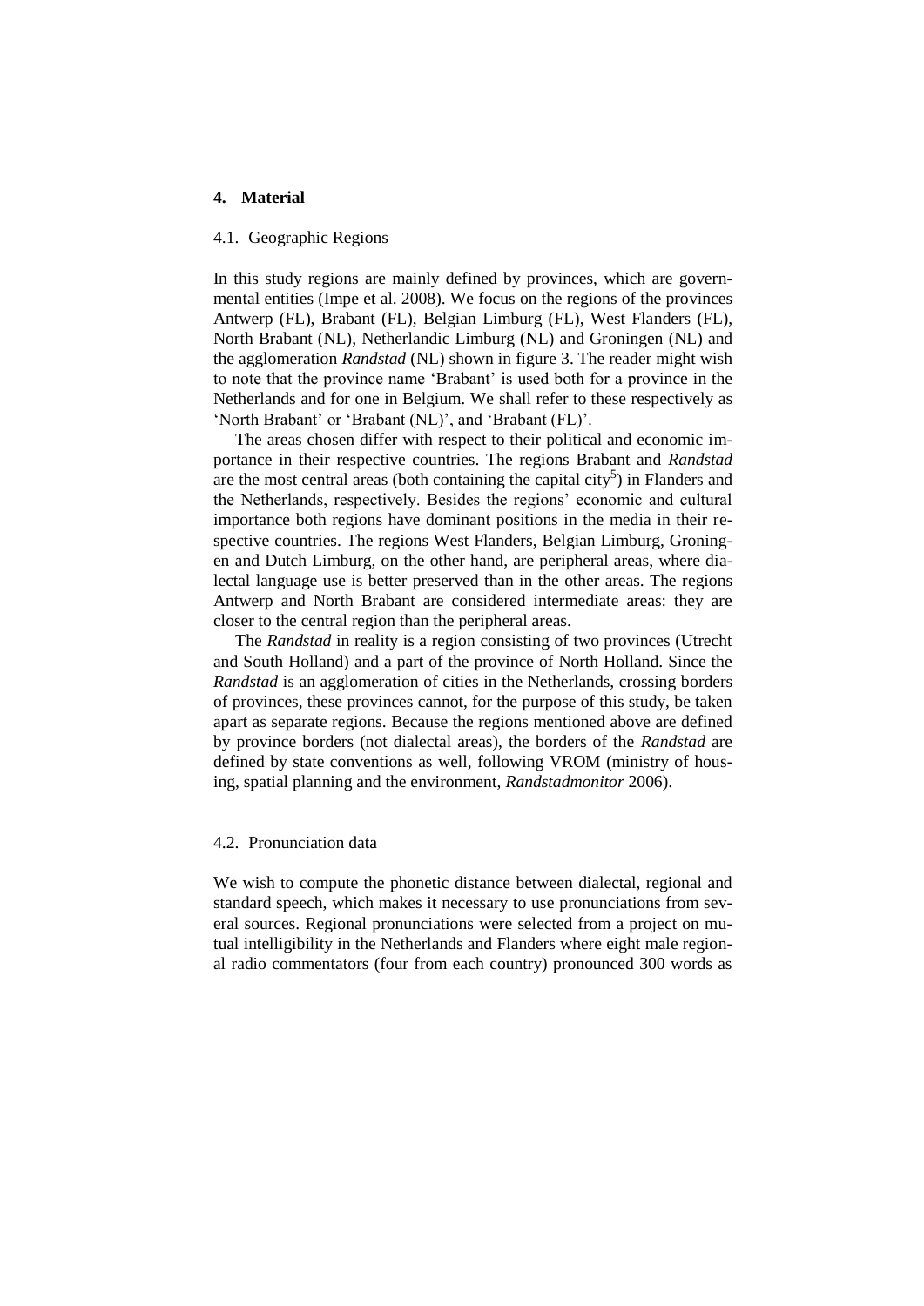## 4. Material

### 4.1. Geographic Regions

In this study regions are mainly defined by provinces, which are governmental entities (Impe et al. 2008). We focus on the regions of the provinces Antwerp (FL), Brabant (FL), Belgian Limburg (FL), West Flanders (FL), North Brabant (NL), Netherlandic Limburg (NL) and Groningen (NL) and the agglomeration *Randstad* (NL) shown in figure 3. The reader might wish to note that the province name 'Brabant' is used both for a province in the Netherlands and for one in Belgium. We shall refer to these respectively as 'North Brabant' or 'Brabant (NL)', and 'Brabant (FL)'.

The areas chosen differ with respect to their political and economic importance in their respective countries. The regions Brabant and *Randstad* are the most central areas (both containing the capital city[5]) in Flanders and the Netherlands, respectively. Besides the regions' economic and cultural importance both regions have dominant positions in the media in their respective countries. The regions West Flanders, Belgian Limburg, Groningen and Dutch Limburg, on the other hand, are peripheral areas, where dialectal language use is better preserved than in the other areas. The regions Antwerp and North Brabant are considered intermediate areas: they are closer to the central region than the peripheral areas.

The *Randstad* in reality is a region consisting of two provinces (Utrecht and South Holland) and a part of the province of North Holland. Since the *Randstad* is an agglomeration of cities in the Netherlands, crossing borders of provinces, these provinces cannot, for the purpose of this study, be taken apart as separate regions. Because the regions mentioned above are defined by province borders (not dialectal areas), the borders of the *Randstad* are defined by state conventions as well, following VROM (ministry of housing, spatial planning and the environment, *Randstadmonitor* 2006).

### 4.2. Pronunciation data

We wish to compute the phonetic distance between dialectal, regional and standard speech, which makes it necessary to use pronunciations from several sources. Regional pronunciations were selected from a project on mutual intelligibility in the Netherlands and Flanders where eight male regional radio commentators (four from each country) pronounced 300 words as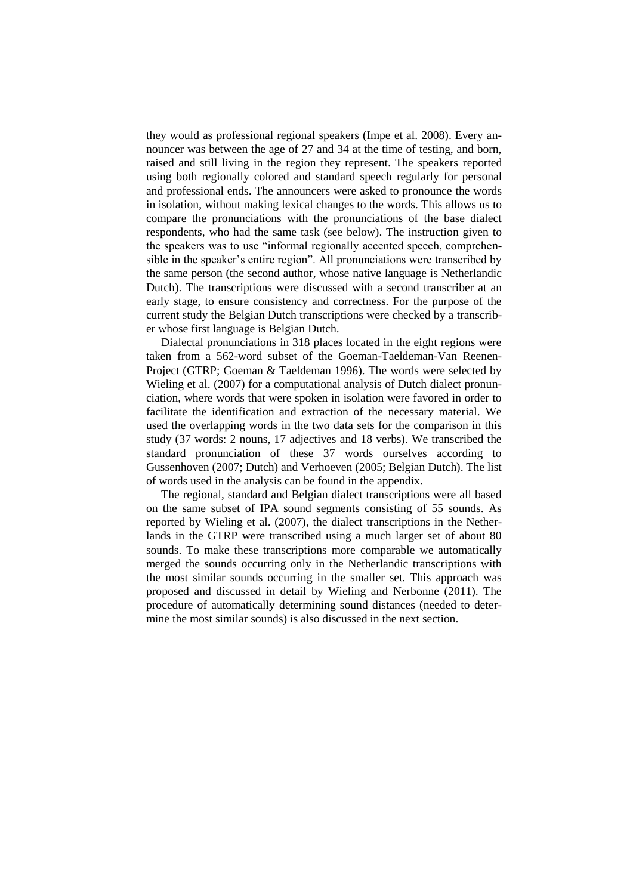they would as professional regional speakers (Impe et al. 2008). Every announcer was between the age of 27 and 34 at the time of testing, and born, raised and still living in the region they represent. The speakers reported using both regionally colored and standard speech regularly for personal and professional ends. The announcers were asked to pronounce the words in isolation, without making lexical changes to the words. This allows us to compare the pronunciations with the pronunciations of the base dialect respondents, who had the same task (see below). The instruction given to the speakers was to use "informal regionally accented speech, comprehensible in the speaker's entire region". All pronunciations were transcribed by the same person (the second author, whose native language is Netherlandic Dutch). The transcriptions were discussed with a second transcriber at an early stage, to ensure consistency and correctness. For the purpose of the current study the Belgian Dutch transcriptions were checked by a transcriber whose first language is Belgian Dutch.

Dialectal pronunciations in 318 places located in the eight regions were taken from a 562-word subset of the Goeman-Taeldeman-Van Reenen-Project (GTRP; Goeman & Taeldeman 1996). The words were selected by Wieling et al. (2007) for a computational analysis of Dutch dialect pronunciation, where words that were spoken in isolation were favored in order to facilitate the identification and extraction of the necessary material. We used the overlapping words in the two data sets for the comparison in this study (37 words: 2 nouns, 17 adjectives and 18 verbs). We transcribed the standard pronunciation of these 37 words ourselves according to Gussenhoven (2007; Dutch) and Verhoeven (2005; Belgian Dutch). The list of words used in the analysis can be found in the appendix.

The regional, standard and Belgian dialect transcriptions were all based on the same subset of IPA sound segments consisting of 55 sounds. As reported by Wieling et al. (2007), the dialect transcriptions in the Netherlands in the GTRP were transcribed using a much larger set of about 80 sounds. To make these transcriptions more comparable we automatically merged the sounds occurring only in the Netherlandic transcriptions with the most similar sounds occurring in the smaller set. This approach was proposed and discussed in detail by Wieling and Nerbonne (2011). The procedure of automatically determining sound distances (needed to determine the most similar sounds) is also discussed in the next section.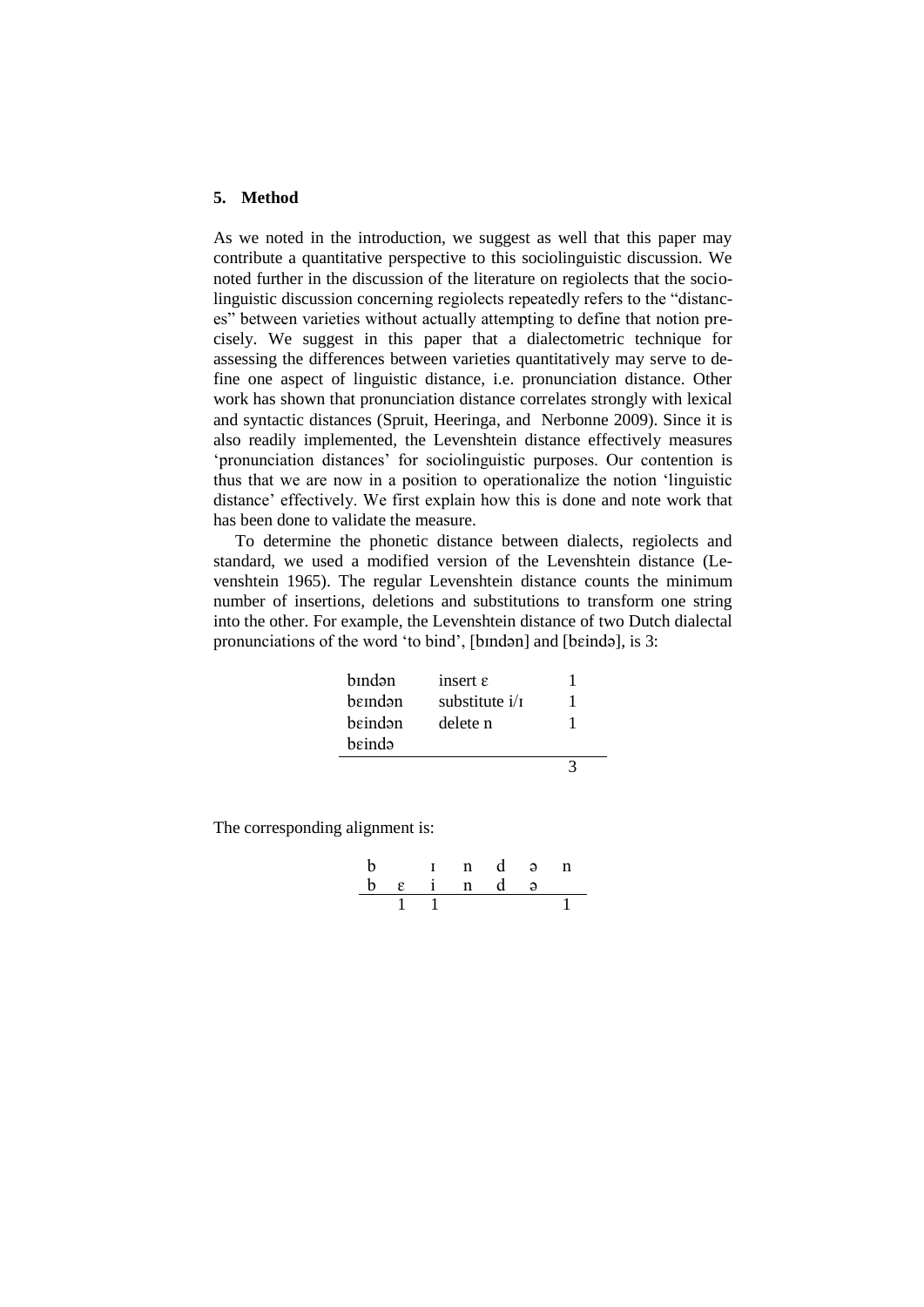## 5. Method

As we noted in the introduction, we suggest as well that this paper may contribute a quantitative perspective to this sociolinguistic discussion. We noted further in the discussion of the literature on regiolects that the sociolinguistic discussion concerning regiolects repeatedly refers to the "distances" between varieties without actually attempting to define that notion precisely. We suggest in this paper that a dialectometric technique for assessing the differences between varieties quantitatively may serve to define one aspect of linguistic distance, i.e. pronunciation distance. Other work has shown that pronunciation distance correlates strongly with lexical and syntactic distances (Spruit, Heeringa, and Nerbonne 2009). Since it is also readily implemented, the Levenshtein distance effectively measures 'pronunciation distances' for sociolinguistic purposes. Our contention is thus that we are now in a position to operationalize the notion 'linguistic distance' effectively. We first explain how this is done and note work that has been done to validate the measure.

To determine the phonetic distance between dialects, regiolects and standard, we used a modified version of the Levenshtein distance (Levenshtein 1965). The regular Levenshtein distance counts the minimum number of insertions, deletions and substitutions to transform one string into the other. For example, the Levenshtein distance of two Dutch dialectal pronunciations of the word 'to bind', [bɪndən] and [bɛində], is 3:

| | | |
|---|---|---|
| bɪndən | insert ɛ | 1 |
| bɛɪndən | substitute i/ɪ | 1 |
| bɛindən | delete n | 1 |
| bɛində | | |
| | | 3 |

The corresponding alignment is:

| | | | | | | |
|---|---|---|---|---|---|---|
| b | | ɪ | n | d | ə | n |
| b | ɛ | i | n | d | ə | |
| | 1 | 1 | | | | 1 |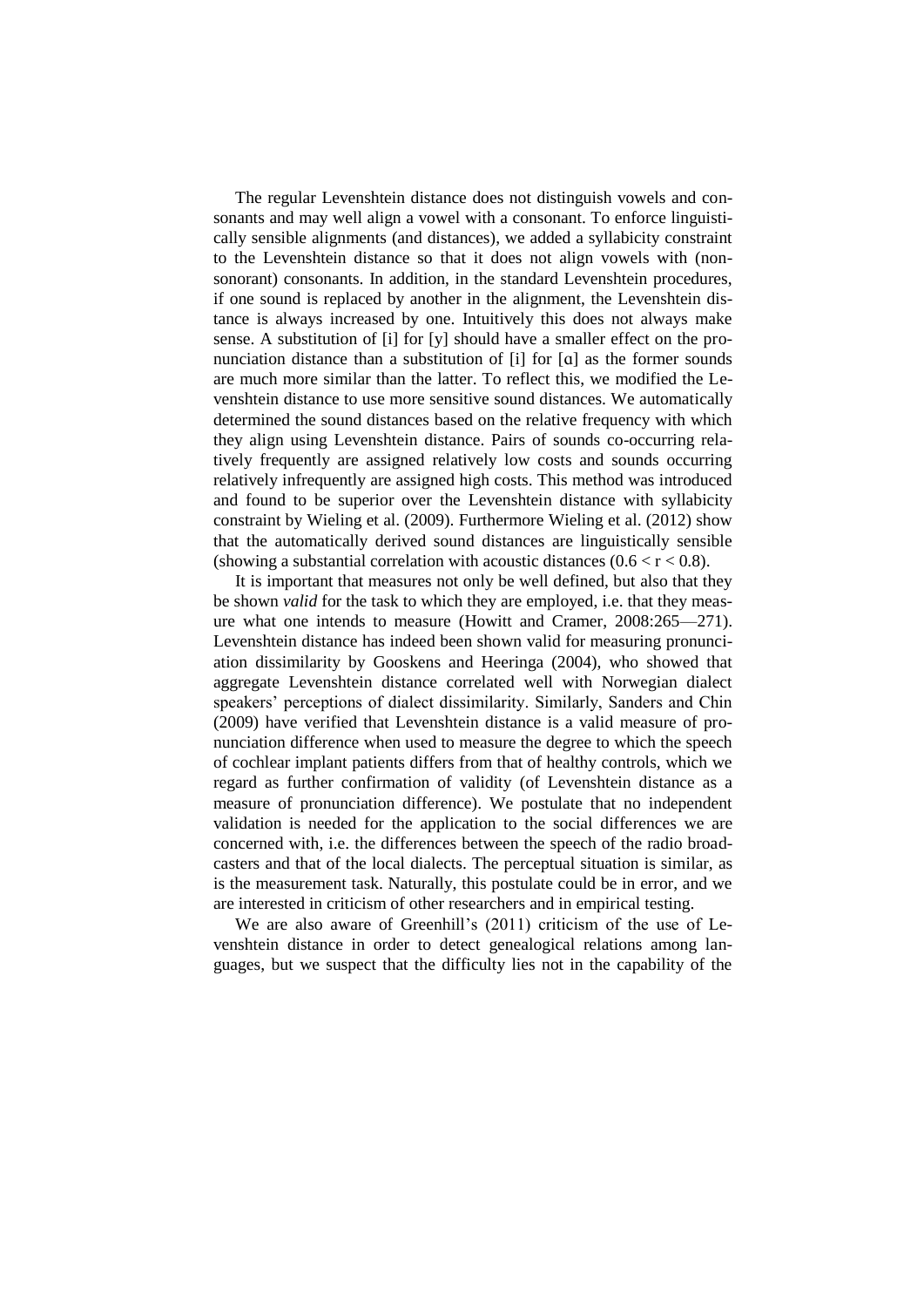The regular Levenshtein distance does not distinguish vowels and consonants and may well align a vowel with a consonant. To enforce linguistically sensible alignments (and distances), we added a syllabicity constraint to the Levenshtein distance so that it does not align vowels with (non-sonorant) consonants. In addition, in the standard Levenshtein procedures, if one sound is replaced by another in the alignment, the Levenshtein distance is always increased by one. Intuitively this does not always make sense. A substitution of [i] for [y] should have a smaller effect on the pronunciation distance than a substitution of [i] for [ɑ] as the former sounds are much more similar than the latter. To reflect this, we modified the Levenshtein distance to use more sensitive sound distances. We automatically determined the sound distances based on the relative frequency with which they align using Levenshtein distance. Pairs of sounds co-occurring relatively frequently are assigned relatively low costs and sounds occurring relatively infrequently are assigned high costs. This method was introduced and found to be superior over the Levenshtein distance with syllabicity constraint by Wieling et al. (2009). Furthermore Wieling et al. (2012) show that the automatically derived sound distances are linguistically sensible (showing a substantial correlation with acoustic distances ($0.6 < r < 0.8$).

It is important that measures not only be well defined, but also that they be shown *valid* for the task to which they are employed, i.e. that they measure what one intends to measure (Howitt and Cramer, 2008:265—271). Levenshtein distance has indeed been shown valid for measuring pronunciation dissimilarity by Gooskens and Heeringa (2004), who showed that aggregate Levenshtein distance correlated well with Norwegian dialect speakers' perceptions of dialect dissimilarity. Similarly, Sanders and Chin (2009) have verified that Levenshtein distance is a valid measure of pronunciation difference when used to measure the degree to which the speech of cochlear implant patients differs from that of healthy controls, which we regard as further confirmation of validity (of Levenshtein distance as a measure of pronunciation difference). We postulate that no independent validation is needed for the application to the social differences we are concerned with, i.e. the differences between the speech of the radio broadcasters and that of the local dialects. The perceptual situation is similar, as is the measurement task. Naturally, this postulate could be in error, and we are interested in criticism of other researchers and in empirical testing.

We are also aware of Greenhill's (2011) criticism of the use of Levenshtein distance in order to detect genealogical relations among languages, but we suspect that the difficulty lies not in the capability of the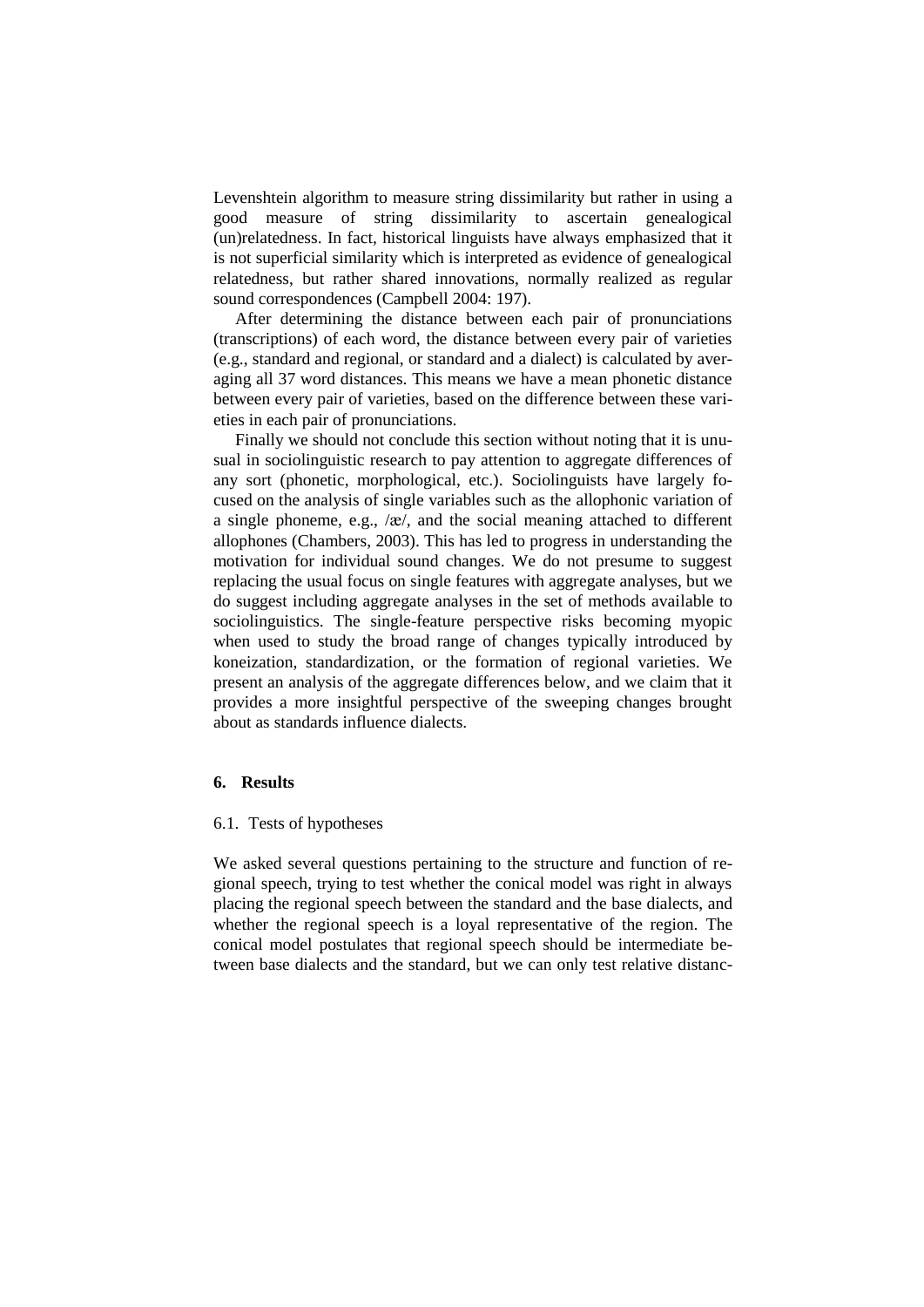Levenshtein algorithm to measure string dissimilarity but rather in using a good measure of string dissimilarity to ascertain genealogical (un)relatedness. In fact, historical linguists have always emphasized that it is not superficial similarity which is interpreted as evidence of genealogical relatedness, but rather shared innovations, normally realized as regular sound correspondences (Campbell 2004: 197).

After determining the distance between each pair of pronunciations (transcriptions) of each word, the distance between every pair of varieties (e.g., standard and regional, or standard and a dialect) is calculated by averaging all 37 word distances. This means we have a mean phonetic distance between every pair of varieties, based on the difference between these varieties in each pair of pronunciations.

Finally we should not conclude this section without noting that it is unusual in sociolinguistic research to pay attention to aggregate differences of any sort (phonetic, morphological, etc.). Sociolinguists have largely focused on the analysis of single variables such as the allophonic variation of a single phoneme, e.g., /æ/, and the social meaning attached to different allophones (Chambers, 2003). This has led to progress in understanding the motivation for individual sound changes. We do not presume to suggest replacing the usual focus on single features with aggregate analyses, but we do suggest including aggregate analyses in the set of methods available to sociolinguistics. The single-feature perspective risks becoming myopic when used to study the broad range of changes typically introduced by koneization, standardization, or the formation of regional varieties. We present an analysis of the aggregate differences below, and we claim that it provides a more insightful perspective of the sweeping changes brought about as standards influence dialects.

## 6. Results

### 6.1. Tests of hypotheses

We asked several questions pertaining to the structure and function of regional speech, trying to test whether the conical model was right in always placing the regional speech between the standard and the base dialects, and whether the regional speech is a loyal representative of the region. The conical model postulates that regional speech should be intermediate between base dialects and the standard, but we can only test relative distanc-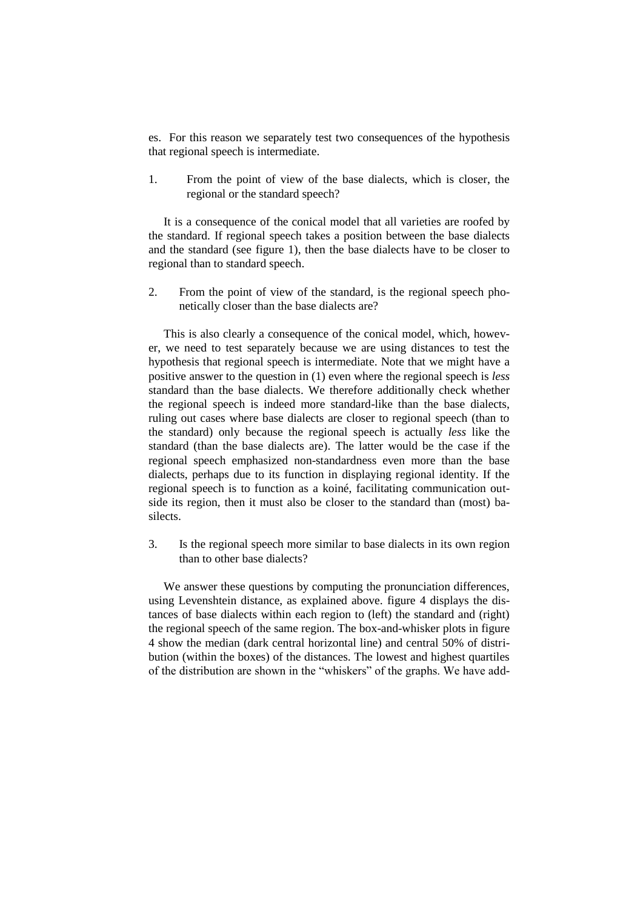es. For this reason we separately test two consequences of the hypothesis that regional speech is intermediate.

1. From the point of view of the base dialects, which is closer, the regional or the standard speech?

It is a consequence of the conical model that all varieties are roofed by the standard. If regional speech takes a position between the base dialects and the standard (see figure 1), then the base dialects have to be closer to regional than to standard speech.

2. From the point of view of the standard, is the regional speech phonetically closer than the base dialects are?

This is also clearly a consequence of the conical model, which, however, we need to test separately because we are using distances to test the hypothesis that regional speech is intermediate. Note that we might have a positive answer to the question in (1) even where the regional speech is *less* standard than the base dialects. We therefore additionally check whether the regional speech is indeed more standard-like than the base dialects, ruling out cases where base dialects are closer to regional speech (than to the standard) only because the regional speech is actually *less* like the standard (than the base dialects are). The latter would be the case if the regional speech emphasized non-standardness even more than the base dialects, perhaps due to its function in displaying regional identity. If the regional speech is to function as a koiné, facilitating communication outside its region, then it must also be closer to the standard than (most) basilects.

3. Is the regional speech more similar to base dialects in its own region than to other base dialects?

We answer these questions by computing the pronunciation differences, using Levenshtein distance, as explained above. figure 4 displays the distances of base dialects within each region to (left) the standard and (right) the regional speech of the same region. The box-and-whisker plots in figure 4 show the median (dark central horizontal line) and central 50% of distribution (within the boxes) of the distances. The lowest and highest quartiles of the distribution are shown in the "whiskers" of the graphs. We have add-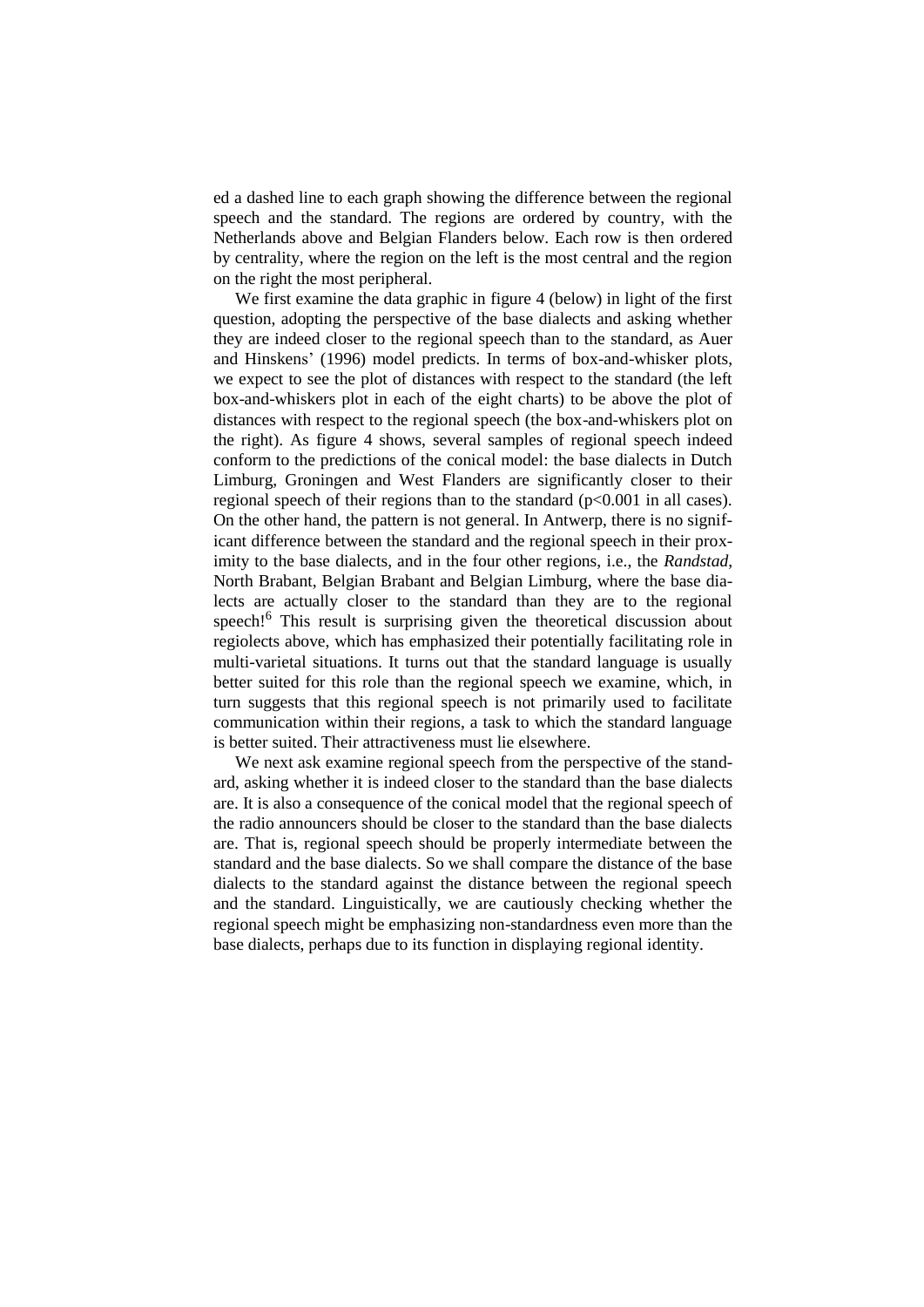ed a dashed line to each graph showing the difference between the regional speech and the standard. The regions are ordered by country, with the Netherlands above and Belgian Flanders below. Each row is then ordered by centrality, where the region on the left is the most central and the region on the right the most peripheral.

We first examine the data graphic in figure 4 (below) in light of the first question, adopting the perspective of the base dialects and asking whether they are indeed closer to the regional speech than to the standard, as Auer and Hinskens' (1996) model predicts. In terms of box-and-whisker plots, we expect to see the plot of distances with respect to the standard (the left box-and-whiskers plot in each of the eight charts) to be above the plot of distances with respect to the regional speech (the box-and-whiskers plot on the right). As figure 4 shows, several samples of regional speech indeed conform to the predictions of the conical model: the base dialects in Dutch Limburg, Groningen and West Flanders are significantly closer to their regional speech of their regions than to the standard ($p<0.001$ in all cases). On the other hand, the pattern is not general. In Antwerp, there is no significant difference between the standard and the regional speech in their proximity to the base dialects, and in the four other regions, i.e., the *Randstad*, North Brabant, Belgian Brabant and Belgian Limburg, where the base dialects are actually closer to the standard than they are to the regional speech![6] This result is surprising given the theoretical discussion about regiolects above, which has emphasized their potentially facilitating role in multi-varietal situations. It turns out that the standard language is usually better suited for this role than the regional speech we examine, which, in turn suggests that this regional speech is not primarily used to facilitate communication within their regions, a task to which the standard language is better suited. Their attractiveness must lie elsewhere.

We next ask examine regional speech from the perspective of the standard, asking whether it is indeed closer to the standard than the base dialects are. It is also a consequence of the conical model that the regional speech of the radio announcers should be closer to the standard than the base dialects are. That is, regional speech should be properly intermediate between the standard and the base dialects. So we shall compare the distance of the base dialects to the standard against the distance between the regional speech and the standard. Linguistically, we are cautiously checking whether the regional speech might be emphasizing non-standardness even more than the base dialects, perhaps due to its function in displaying regional identity.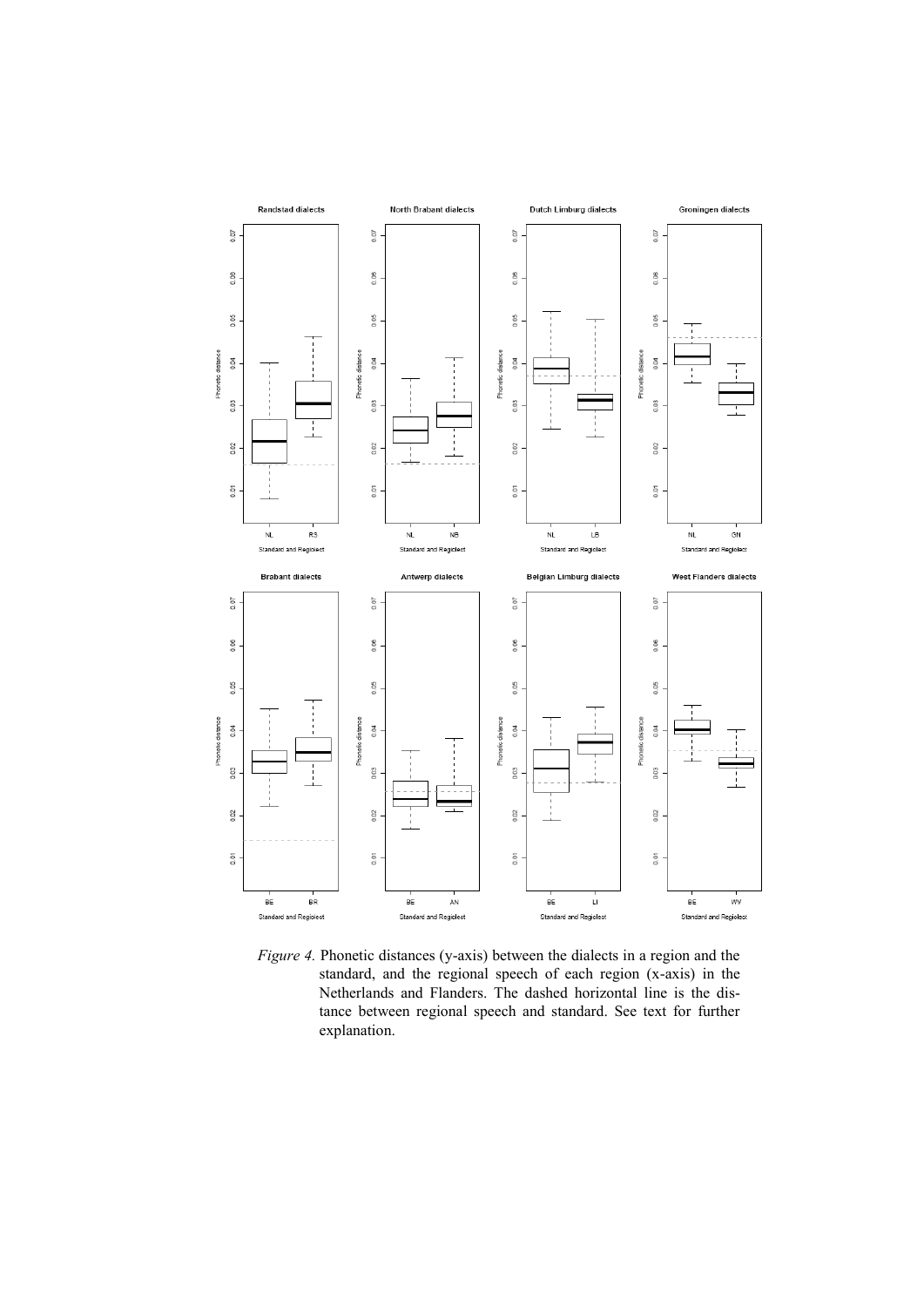*Figure 4.* Phonetic distances (y-axis) between the dialects in a region and the standard, and the regional speech of each region (x-axis) in the Netherlands and Flanders. The dashed horizontal line is the distance between regional speech and standard. See text for further explanation.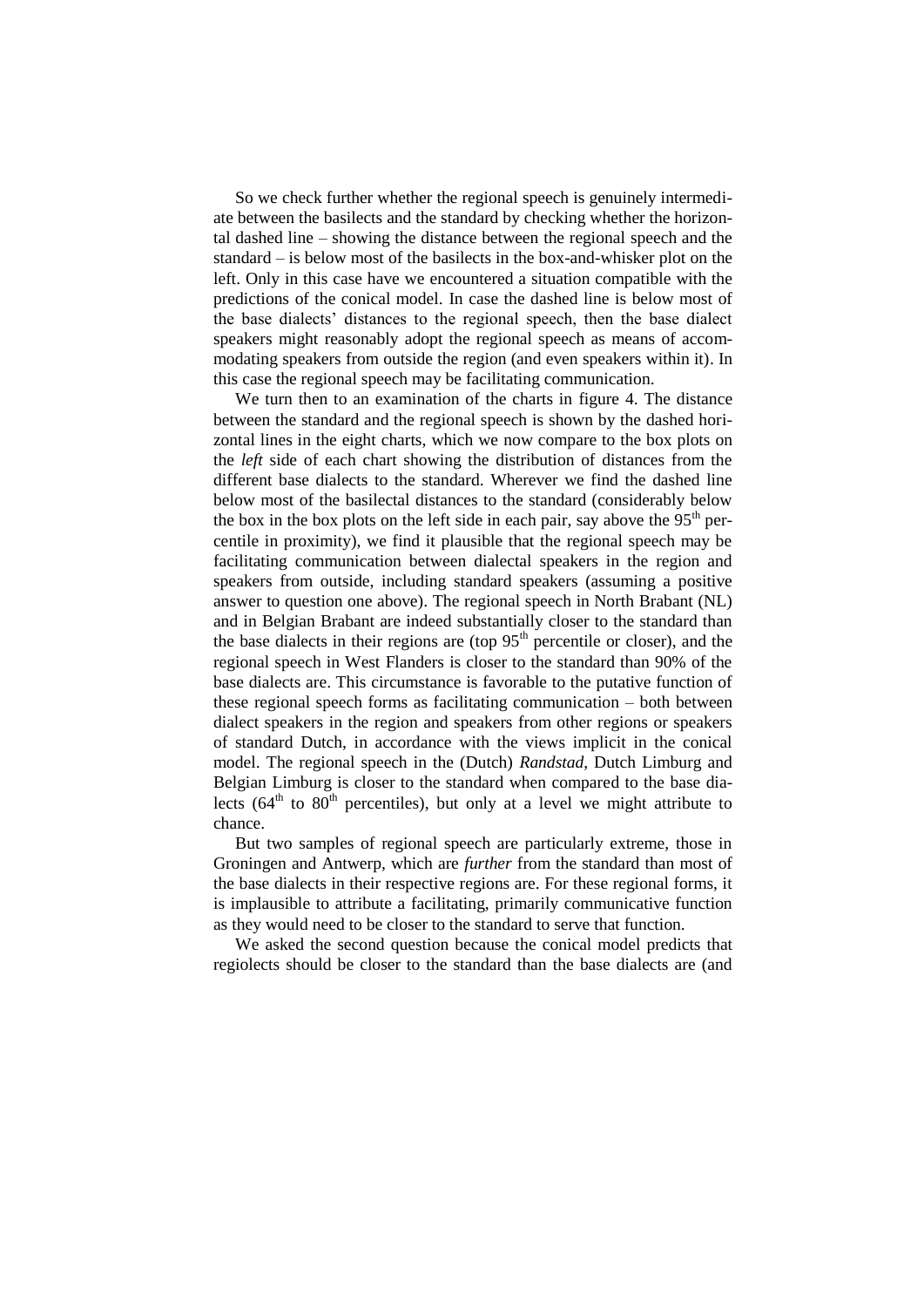So we check further whether the regional speech is genuinely intermediate between the basilects and the standard by checking whether the horizontal dashed line – showing the distance between the regional speech and the standard – is below most of the basilects in the box-and-whisker plot on the left. Only in this case have we encountered a situation compatible with the predictions of the conical model. In case the dashed line is below most of the base dialects' distances to the regional speech, then the base dialect speakers might reasonably adopt the regional speech as means of accommodating speakers from outside the region (and even speakers within it). In this case the regional speech may be facilitating communication.

We turn then to an examination of the charts in figure 4. The distance between the standard and the regional speech is shown by the dashed horizontal lines in the eight charts, which we now compare to the box plots on the *left* side of each chart showing the distribution of distances from the different base dialects to the standard. Wherever we find the dashed line below most of the basilectal distances to the standard (considerably below the box in the box plots on the left side in each pair, say above the 95th percentile in proximity), we find it plausible that the regional speech may be facilitating communication between dialectal speakers in the region and speakers from outside, including standard speakers (assuming a positive answer to question one above). The regional speech in North Brabant (NL) and in Belgian Brabant are indeed substantially closer to the standard than the base dialects in their regions are (top 95th percentile or closer), and the regional speech in West Flanders is closer to the standard than 90% of the base dialects are. This circumstance is favorable to the putative function of these regional speech forms as facilitating communication – both between dialect speakers in the region and speakers from other regions or speakers of standard Dutch, in accordance with the views implicit in the conical model. The regional speech in the (Dutch) *Randstad*, Dutch Limburg and Belgian Limburg is closer to the standard when compared to the base dialects (64th to 80th percentiles), but only at a level we might attribute to chance.

But two samples of regional speech are particularly extreme, those in Groningen and Antwerp, which are *further* from the standard than most of the base dialects in their respective regions are. For these regional forms, it is implausible to attribute a facilitating, primarily communicative function as they would need to be closer to the standard to serve that function.

We asked the second question because the conical model predicts that regiolects should be closer to the standard than the base dialects are (and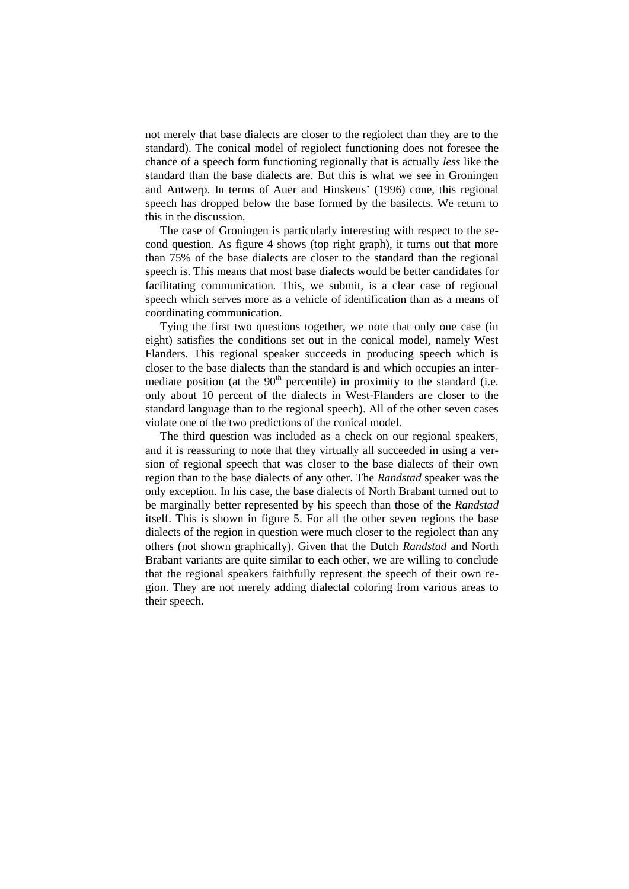not merely that base dialects are closer to the regiolect than they are to the standard). The conical model of regiolect functioning does not foresee the chance of a speech form functioning regionally that is actually *less* like the standard than the base dialects are. But this is what we see in Groningen and Antwerp. In terms of Auer and Hinskens' (1996) cone, this regional speech has dropped below the base formed by the basilects. We return to this in the discussion.

The case of Groningen is particularly interesting with respect to the second question. As figure 4 shows (top right graph), it turns out that more than 75% of the base dialects are closer to the standard than the regional speech is. This means that most base dialects would be better candidates for facilitating communication. This, we submit, is a clear case of regional speech which serves more as a vehicle of identification than as a means of coordinating communication.

Tying the first two questions together, we note that only one case (in eight) satisfies the conditions set out in the conical model, namely West Flanders. This regional speaker succeeds in producing speech which is closer to the base dialects than the standard is and which occupies an intermediate position (at the 90th percentile) in proximity to the standard (i.e. only about 10 percent of the dialects in West-Flanders are closer to the standard language than to the regional speech). All of the other seven cases violate one of the two predictions of the conical model.

The third question was included as a check on our regional speakers, and it is reassuring to note that they virtually all succeeded in using a version of regional speech that was closer to the base dialects of their own region than to the base dialects of any other. The *Randstad* speaker was the only exception. In his case, the base dialects of North Brabant turned out to be marginally better represented by his speech than those of the *Randstad* itself. This is shown in figure 5. For all the other seven regions the base dialects of the region in question were much closer to the regiolect than any others (not shown graphically). Given that the Dutch *Randstad* and North Brabant variants are quite similar to each other, we are willing to conclude that the regional speakers faithfully represent the speech of their own region. They are not merely adding dialectal coloring from various areas to their speech.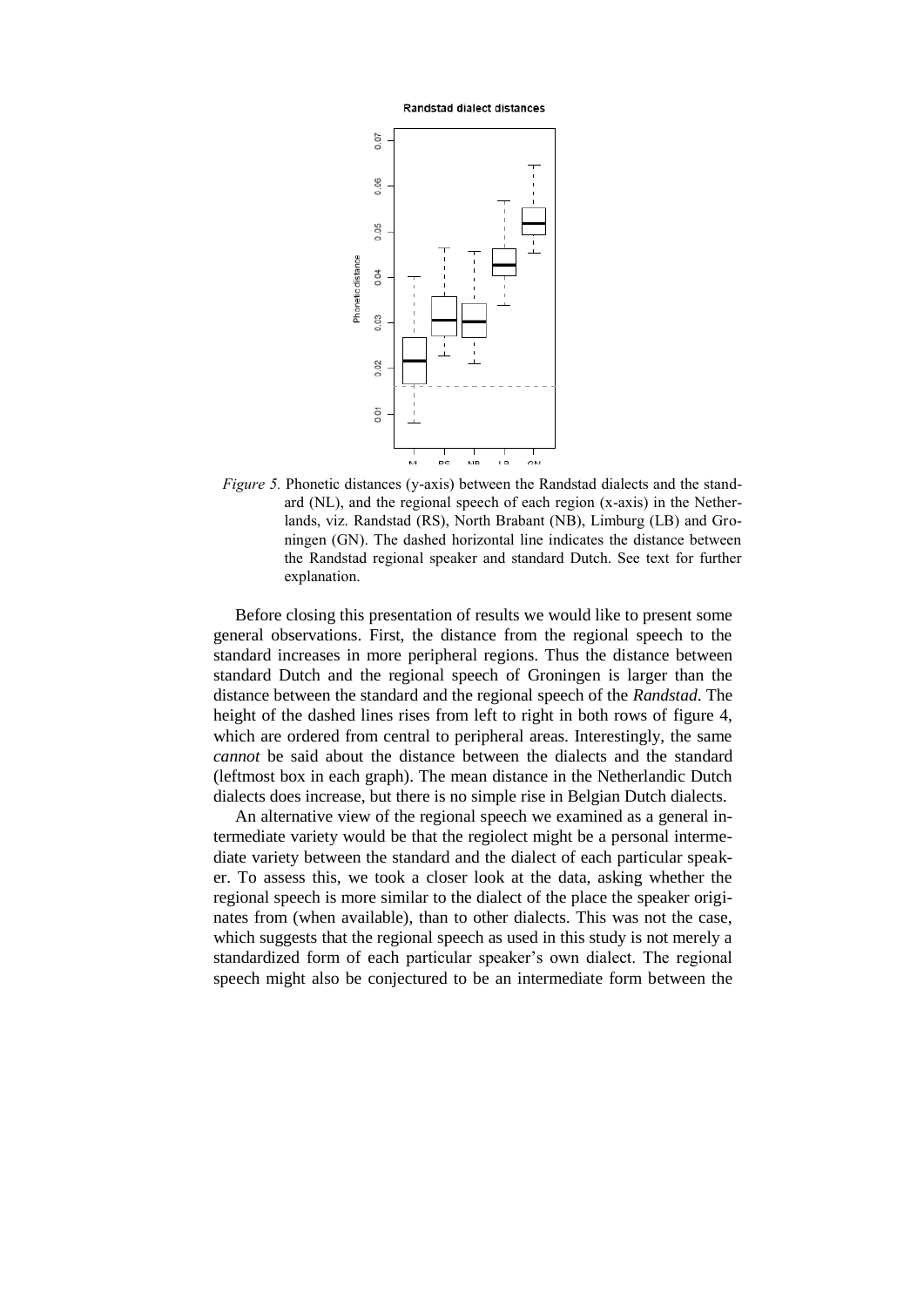*Figure 5.* Phonetic distances (y-axis) between the Randstad dialects and the standard (NL), and the regional speech of each region (x-axis) in the Netherlands, viz. Randstad (RS), North Brabant (NB), Limburg (LB) and Groningen (GN). The dashed horizontal line indicates the distance between the Randstad regional speaker and standard Dutch. See text for further explanation.

Before closing this presentation of results we would like to present some general observations. First, the distance from the regional speech to the standard increases in more peripheral regions. Thus the distance between standard Dutch and the regional speech of Groningen is larger than the distance between the standard and the regional speech of the *Randstad*. The height of the dashed lines rises from left to right in both rows of figure 4, which are ordered from central to peripheral areas. Interestingly, the same *cannot* be said about the distance between the dialects and the standard (leftmost box in each graph). The mean distance in the Netherlandic Dutch dialects does increase, but there is no simple rise in Belgian Dutch dialects.

An alternative view of the regional speech we examined as a general intermediate variety would be that the regiolect might be a personal intermediate variety between the standard and the dialect of each particular speaker. To assess this, we took a closer look at the data, asking whether the regional speech is more similar to the dialect of the place the speaker originates from (when available), than to other dialects. This was not the case, which suggests that the regional speech as used in this study is not merely a standardized form of each particular speaker's own dialect. The regional speech might also be conjectured to be an intermediate form between the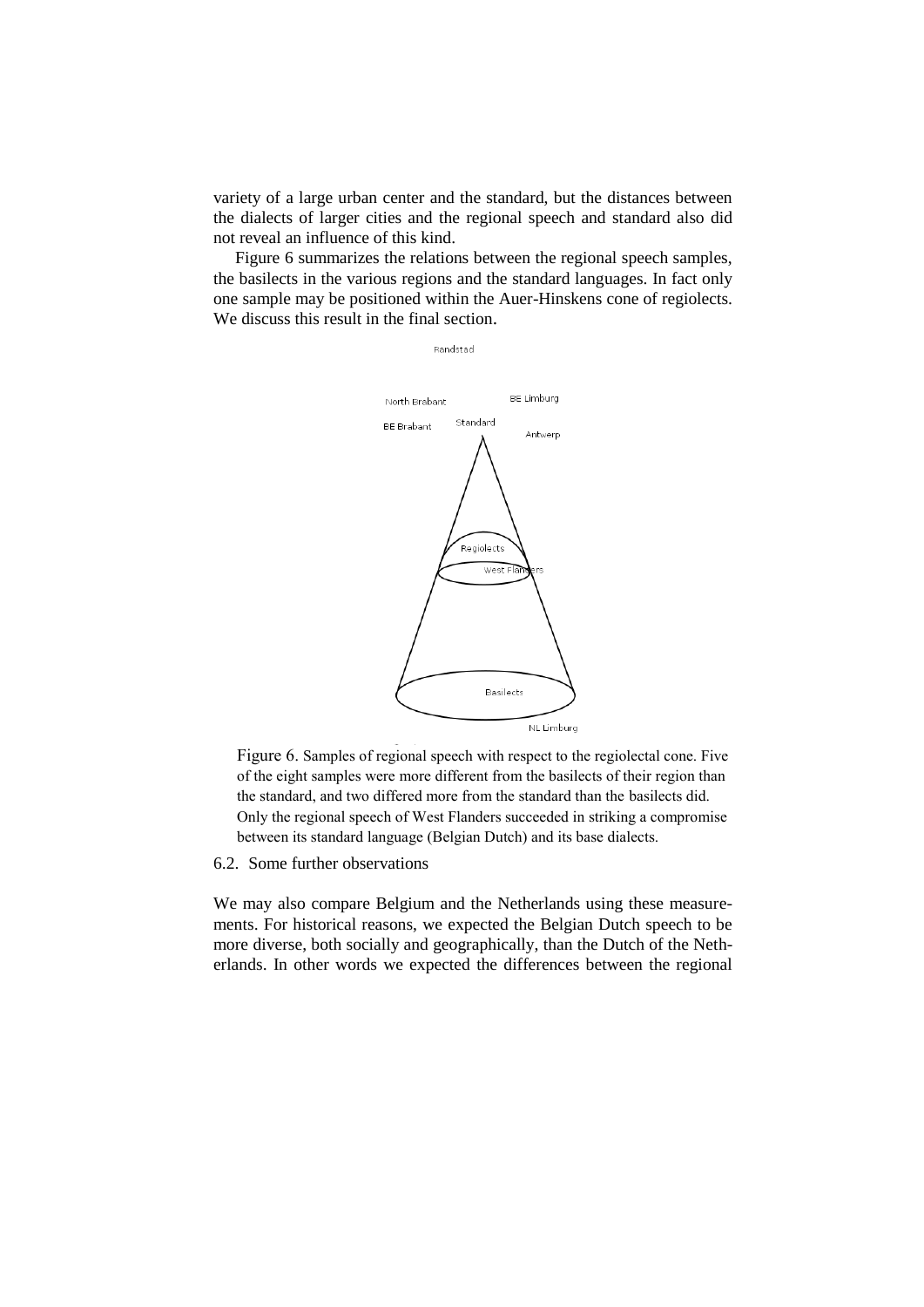variety of a large urban center and the standard, but the distances between the dialects of larger cities and the regional speech and standard also did not reveal an influence of this kind.

Figure 6 summarizes the relations between the regional speech samples, the basilects in the various regions and the standard languages. In fact only one sample may be positioned within the Auer-Hinskens cone of regiolects. We discuss this result in the final section.

Figure 6. Samples of regional speech with respect to the regiolectal cone. Five of the eight samples were more different from the basilects of their region than the standard, and two differed more from the standard than the basilects did. Only the regional speech of West Flanders succeeded in striking a compromise between its standard language (Belgian Dutch) and its base dialects.

### 6.2. Some further observations

We may also compare Belgium and the Netherlands using these measurements. For historical reasons, we expected the Belgian Dutch speech to be more diverse, both socially and geographically, than the Dutch of the Netherlands. In other words we expected the differences between the regional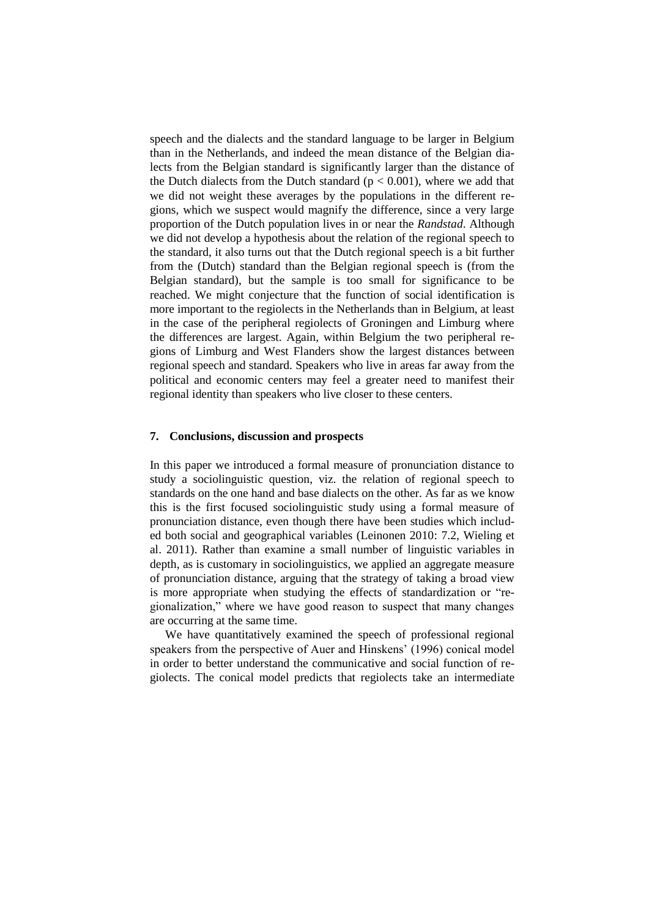speech and the dialects and the standard language to be larger in Belgium than in the Netherlands, and indeed the mean distance of the Belgian dialects from the Belgian standard is significantly larger than the distance of the Dutch dialects from the Dutch standard ($p < 0.001$), where we add that we did not weight these averages by the populations in the different regions, which we suspect would magnify the difference, since a very large proportion of the Dutch population lives in or near the *Randstad*. Although we did not develop a hypothesis about the relation of the regional speech to the standard, it also turns out that the Dutch regional speech is a bit further from the (Dutch) standard than the Belgian regional speech is (from the Belgian standard), but the sample is too small for significance to be reached. We might conjecture that the function of social identification is more important to the regiolects in the Netherlands than in Belgium, at least in the case of the peripheral regiolects of Groningen and Limburg where the differences are largest. Again, within Belgium the two peripheral regions of Limburg and West Flanders show the largest distances between regional speech and standard. Speakers who live in areas far away from the political and economic centers may feel a greater need to manifest their regional identity than speakers who live closer to these centers.

## 7. Conclusions, discussion and prospects

In this paper we introduced a formal measure of pronunciation distance to study a sociolinguistic question, viz. the relation of regional speech to standards on the one hand and base dialects on the other. As far as we know this is the first focused sociolinguistic study using a formal measure of pronunciation distance, even though there have been studies which included both social and geographical variables (Leinonen 2010: 7.2, Wieling et al. 2011). Rather than examine a small number of linguistic variables in depth, as is customary in sociolinguistics, we applied an aggregate measure of pronunciation distance, arguing that the strategy of taking a broad view is more appropriate when studying the effects of standardization or "regionalization," where we have good reason to suspect that many changes are occurring at the same time.

We have quantitatively examined the speech of professional regional speakers from the perspective of Auer and Hinskens' (1996) conical model in order to better understand the communicative and social function of regiolects. The conical model predicts that regiolects take an intermediate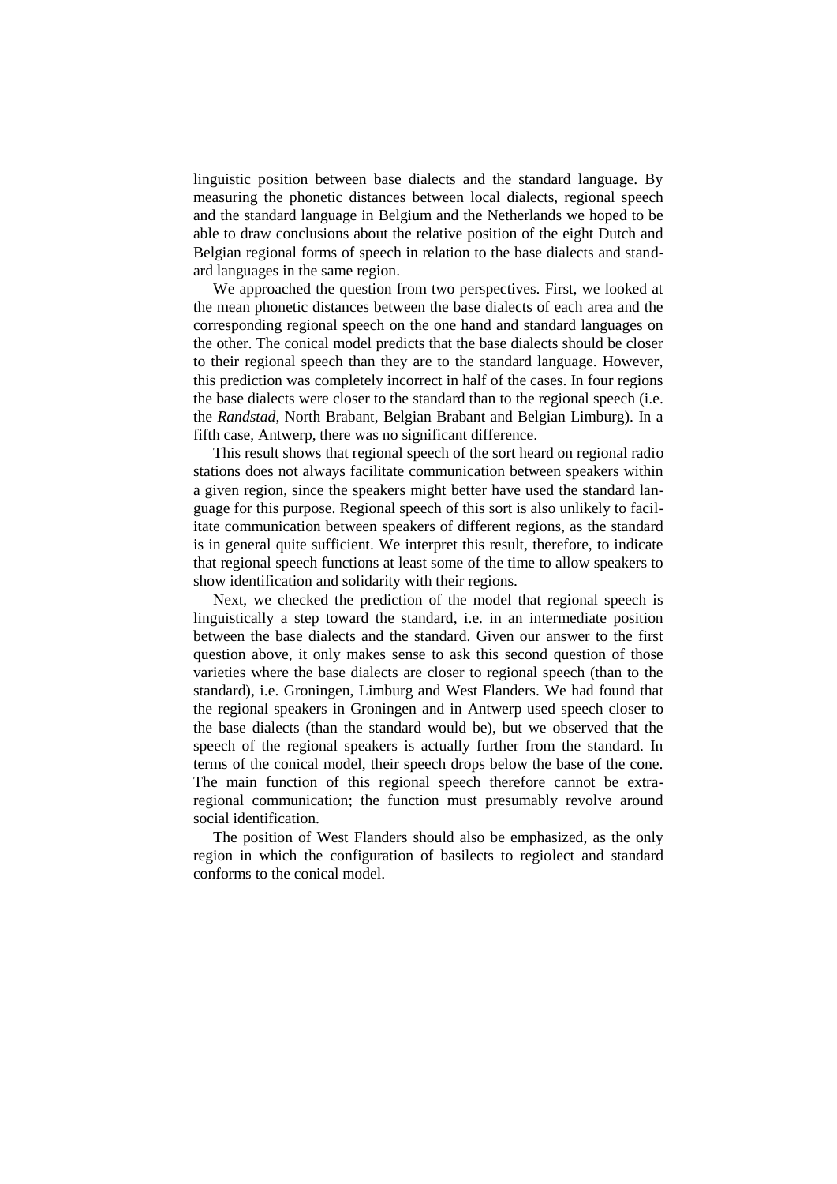linguistic position between base dialects and the standard language. By measuring the phonetic distances between local dialects, regional speech and the standard language in Belgium and the Netherlands we hoped to be able to draw conclusions about the relative position of the eight Dutch and Belgian regional forms of speech in relation to the base dialects and standard languages in the same region.

We approached the question from two perspectives. First, we looked at the mean phonetic distances between the base dialects of each area and the corresponding regional speech on the one hand and standard languages on the other. The conical model predicts that the base dialects should be closer to their regional speech than they are to the standard language. However, this prediction was completely incorrect in half of the cases. In four regions the base dialects were closer to the standard than to the regional speech (i.e. the *Randstad*, North Brabant, Belgian Brabant and Belgian Limburg). In a fifth case, Antwerp, there was no significant difference.

This result shows that regional speech of the sort heard on regional radio stations does not always facilitate communication between speakers within a given region, since the speakers might better have used the standard language for this purpose. Regional speech of this sort is also unlikely to facilitate communication between speakers of different regions, as the standard is in general quite sufficient. We interpret this result, therefore, to indicate that regional speech functions at least some of the time to allow speakers to show identification and solidarity with their regions.

Next, we checked the prediction of the model that regional speech is linguistically a step toward the standard, i.e. in an intermediate position between the base dialects and the standard. Given our answer to the first question above, it only makes sense to ask this second question of those varieties where the base dialects are closer to regional speech (than to the standard), i.e. Groningen, Limburg and West Flanders. We had found that the regional speakers in Groningen and in Antwerp used speech closer to the base dialects (than the standard would be), but we observed that the speech of the regional speakers is actually further from the standard. In terms of the conical model, their speech drops below the base of the cone. The main function of this regional speech therefore cannot be extra-regional communication; the function must presumably revolve around social identification.

The position of West Flanders should also be emphasized, as the only region in which the configuration of basilects to regiolect and standard conforms to the conical model.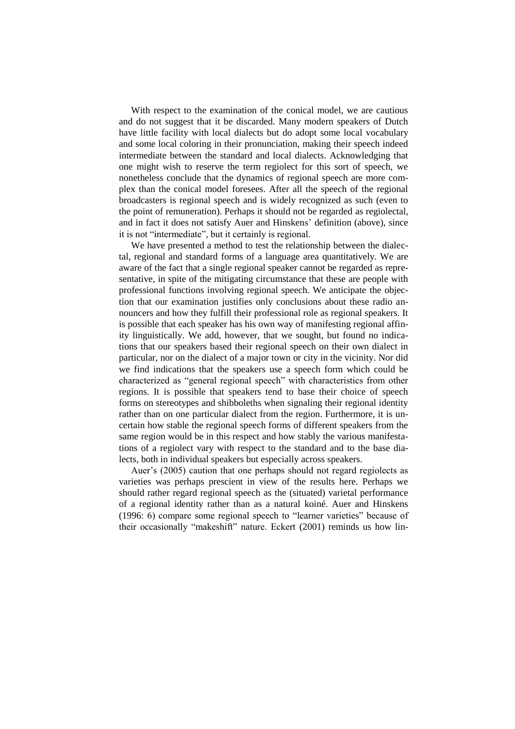With respect to the examination of the conical model, we are cautious and do not suggest that it be discarded. Many modern speakers of Dutch have little facility with local dialects but do adopt some local vocabulary and some local coloring in their pronunciation, making their speech indeed intermediate between the standard and local dialects. Acknowledging that one might wish to reserve the term regiolect for this sort of speech, we nonetheless conclude that the dynamics of regional speech are more complex than the conical model foresees. After all the speech of the regional broadcasters is regional speech and is widely recognized as such (even to the point of remuneration). Perhaps it should not be regarded as regiolectal, and in fact it does not satisfy Auer and Hinskens' definition (above), since it is not "intermediate", but it certainly is regional.

We have presented a method to test the relationship between the dialectal, regional and standard forms of a language area quantitatively. We are aware of the fact that a single regional speaker cannot be regarded as representative, in spite of the mitigating circumstance that these are people with professional functions involving regional speech. We anticipate the objection that our examination justifies only conclusions about these radio announcers and how they fulfill their professional role as regional speakers. It is possible that each speaker has his own way of manifesting regional affinity linguistically. We add, however, that we sought, but found no indications that our speakers based their regional speech on their own dialect in particular, nor on the dialect of a major town or city in the vicinity. Nor did we find indications that the speakers use a speech form which could be characterized as "general regional speech" with characteristics from other regions. It is possible that speakers tend to base their choice of speech forms on stereotypes and shibboleths when signaling their regional identity rather than on one particular dialect from the region. Furthermore, it is uncertain how stable the regional speech forms of different speakers from the same region would be in this respect and how stably the various manifestations of a regiolect vary with respect to the standard and to the base dialects, both in individual speakers but especially across speakers.

Auer's (2005) caution that one perhaps should not regard regiolects as varieties was perhaps prescient in view of the results here. Perhaps we should rather regard regional speech as the (situated) varietal performance of a regional identity rather than as a natural koiné. Auer and Hinskens (1996: 6) compare some regional speech to "learner varieties" because of their occasionally "makeshift" nature. Eckert (2001) reminds us how lin-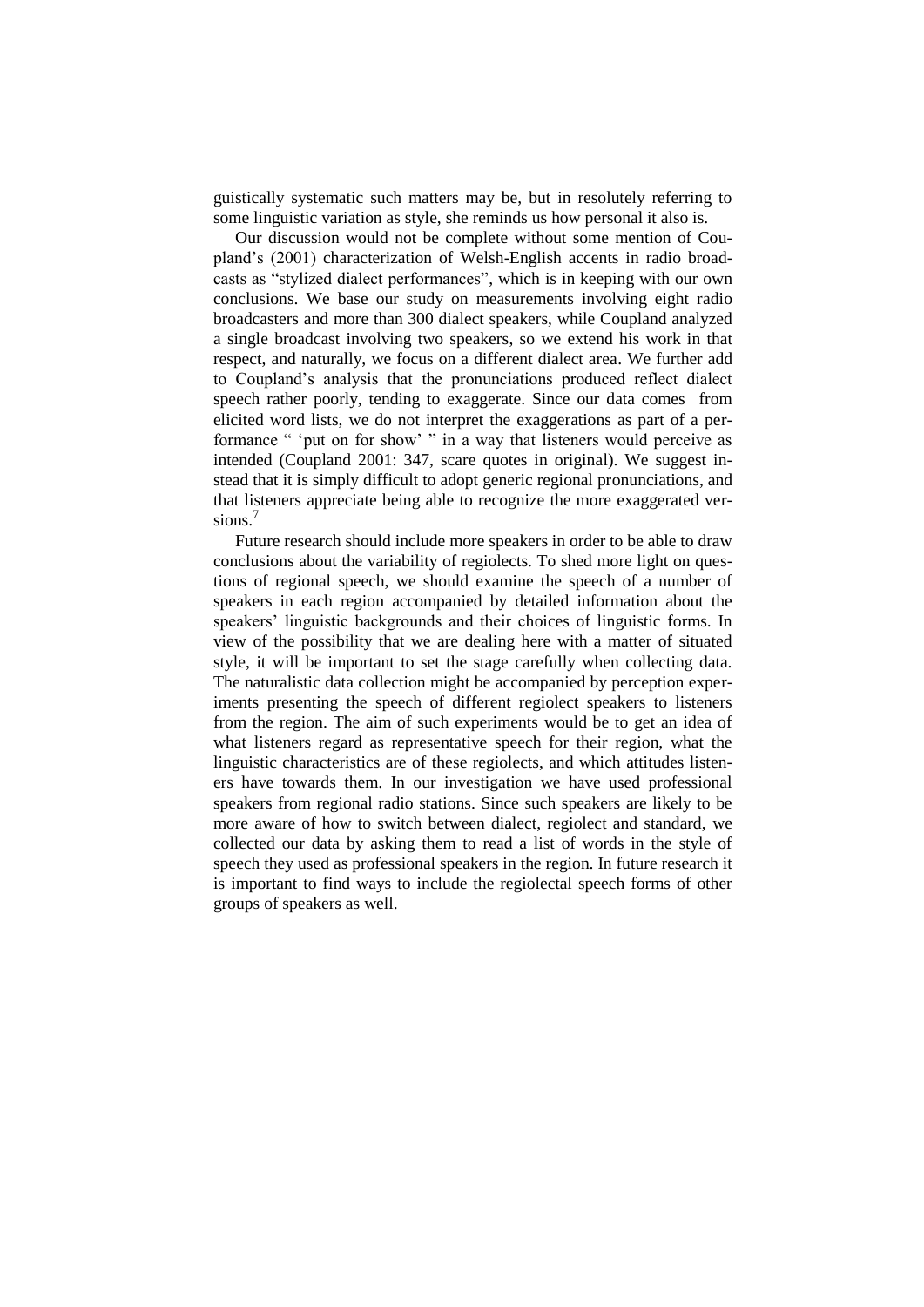guistically systematic such matters may be, but in resolutely referring to some linguistic variation as style, she reminds us how personal it also is.

Our discussion would not be complete without some mention of Coupland's (2001) characterization of Welsh-English accents in radio broadcasts as "stylized dialect performances", which is in keeping with our own conclusions. We base our study on measurements involving eight radio broadcasters and more than 300 dialect speakers, while Coupland analyzed a single broadcast involving two speakers, so we extend his work in that respect, and naturally, we focus on a different dialect area. We further add to Coupland's analysis that the pronunciations produced reflect dialect speech rather poorly, tending to exaggerate. Since our data comes from elicited word lists, we do not interpret the exaggerations as part of a performance " 'put on for show' " in a way that listeners would perceive as intended (Coupland 2001: 347, scare quotes in original). We suggest instead that it is simply difficult to adopt generic regional pronunciations, and that listeners appreciate being able to recognize the more exaggerated versions.[7]

Future research should include more speakers in order to be able to draw conclusions about the variability of regiolects. To shed more light on questions of regional speech, we should examine the speech of a number of speakers in each region accompanied by detailed information about the speakers' linguistic backgrounds and their choices of linguistic forms. In view of the possibility that we are dealing here with a matter of situated style, it will be important to set the stage carefully when collecting data. The naturalistic data collection might be accompanied by perception experiments presenting the speech of different regiolect speakers to listeners from the region. The aim of such experiments would be to get an idea of what listeners regard as representative speech for their region, what the linguistic characteristics are of these regiolects, and which attitudes listeners have towards them. In our investigation we have used professional speakers from regional radio stations. Since such speakers are likely to be more aware of how to switch between dialect, regiolect and standard, we collected our data by asking them to read a list of words in the style of speech they used as professional speakers in the region. In future research it is important to find ways to include the regiolectal speech forms of other groups of speakers as well.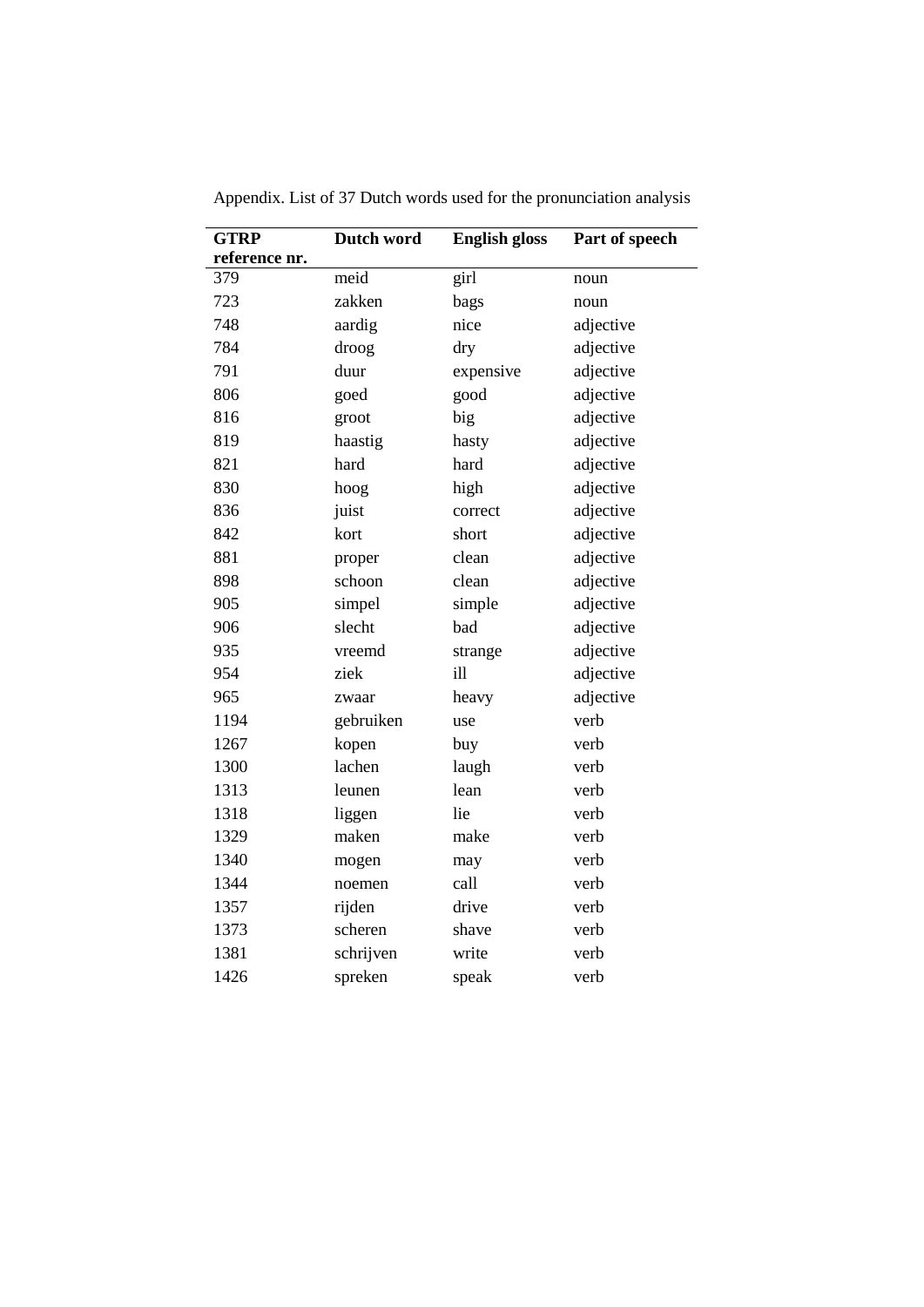Appendix. List of 37 Dutch words used for the pronunciation analysis

| GTRP reference nr. | Dutch word | English gloss | Part of speech |
|---|---|---|---|
| 379 | meid | girl | noun |
| 723 | zakken | bags | noun |
| 748 | aardig | nice | adjective |
| 784 | droog | dry | adjective |
| 791 | duur | expensive | adjective |
| 806 | goed | good | adjective |
| 816 | groot | big | adjective |
| 819 | haastig | hasty | adjective |
| 821 | hard | hard | adjective |
| 830 | hoog | high | adjective |
| 836 | juist | correct | adjective |
| 842 | kort | short | adjective |
| 881 | proper | clean | adjective |
| 898 | schoon | clean | adjective |
| 905 | simpel | simple | adjective |
| 906 | slecht | bad | adjective |
| 935 | vreemd | strange | adjective |
| 954 | ziek | ill | adjective |
| 965 | zwaar | heavy | adjective |
| 1194 | gebruiken | use | verb |
| 1267 | kopen | buy | verb |
| 1300 | lachen | laugh | verb |
| 1313 | leunen | lean | verb |
| 1318 | liggen | lie | verb |
| 1329 | maken | make | verb |
| 1340 | mogen | may | verb |
| 1344 | noemen | call | verb |
| 1357 | rijden | drive | verb |
| 1373 | scheren | shave | verb |
| 1381 | schrijven | write | verb |
| 1426 | spreken | speak | verb |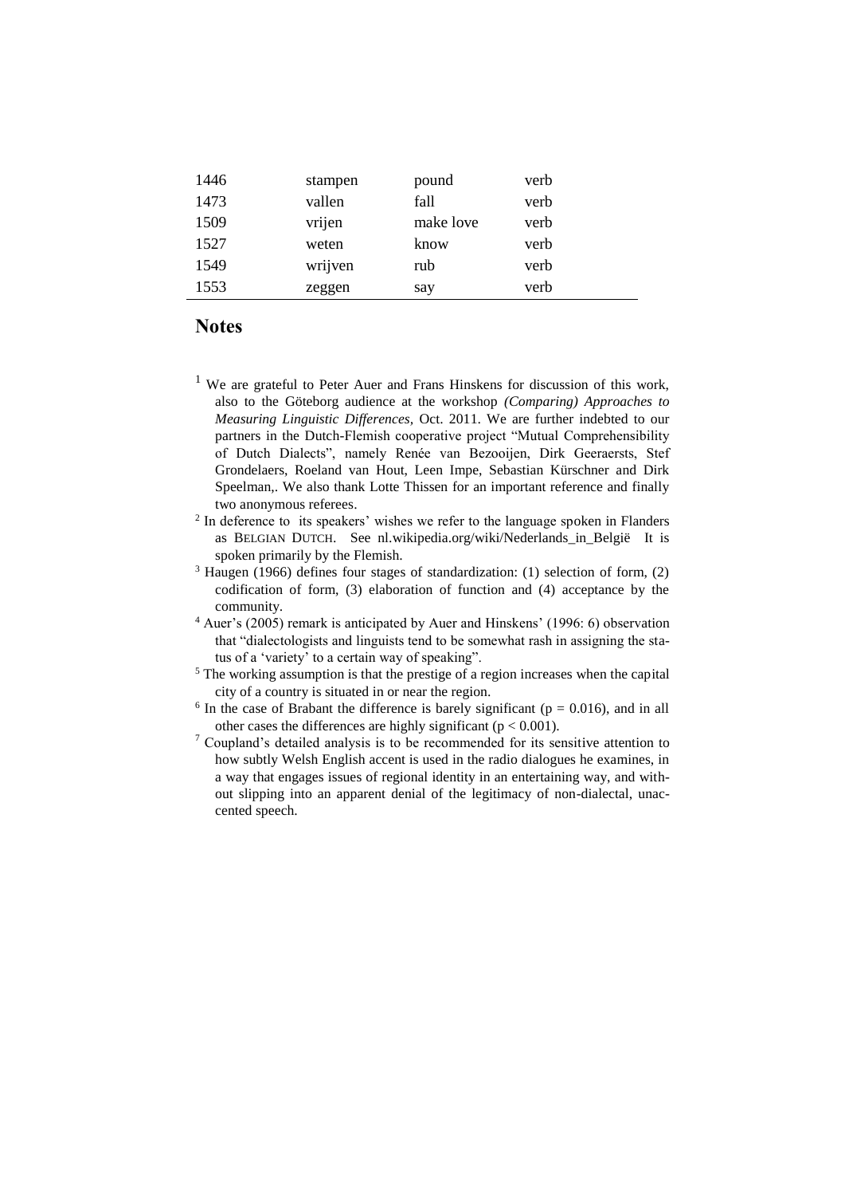| | | | |
|---|---|---|---|
| 1446 | stampen | pound | verb |
| 1473 | vallen | fall | verb |
| 1509 | vrijen | make love | verb |
| 1527 | weten | know | verb |
| 1549 | wrijven | rub | verb |
| 1553 | zeggen | say | verb |

## Notes

[1] We are grateful to Peter Auer and Frans Hinskens for discussion of this work, also to the Göteborg audience at the workshop *(Comparing) Approaches to Measuring Linguistic Differences*, Oct. 2011. We are further indebted to our partners in the Dutch-Flemish cooperative project "Mutual Comprehensibility of Dutch Dialects", namely Renée van Bezooijen, Dirk Geeraersts, Stef Grondelaers, Roeland van Hout, Leen Impe, Sebastian Kürschner and Dirk Speelman,. We also thank Lotte Thissen for an important reference and finally two anonymous referees.

[2] In deference to its speakers' wishes we refer to the language spoken in Flanders as BELGIAN DUTCH. See nl.wikipedia.org/wiki/Nederlands_in_België It is spoken primarily by the Flemish.

[3] Haugen (1966) defines four stages of standardization: (1) selection of form, (2) codification of form, (3) elaboration of function and (4) acceptance by the community.

[4] Auer's (2005) remark is anticipated by Auer and Hinskens' (1996: 6) observation that "dialectologists and linguists tend to be somewhat rash in assigning the status of a 'variety' to a certain way of speaking".

[5] The working assumption is that the prestige of a region increases when the capital city of a country is situated in or near the region.

[6] In the case of Brabant the difference is barely significant ($p = 0.016$), and in all other cases the differences are highly significant ($p < 0.001$).

[7] Coupland's detailed analysis is to be recommended for its sensitive attention to how subtly Welsh English accent is used in the radio dialogues he examines, in a way that engages issues of regional identity in an entertaining way, and without slipping into an apparent denial of the legitimacy of non-dialectal, unaccented speech.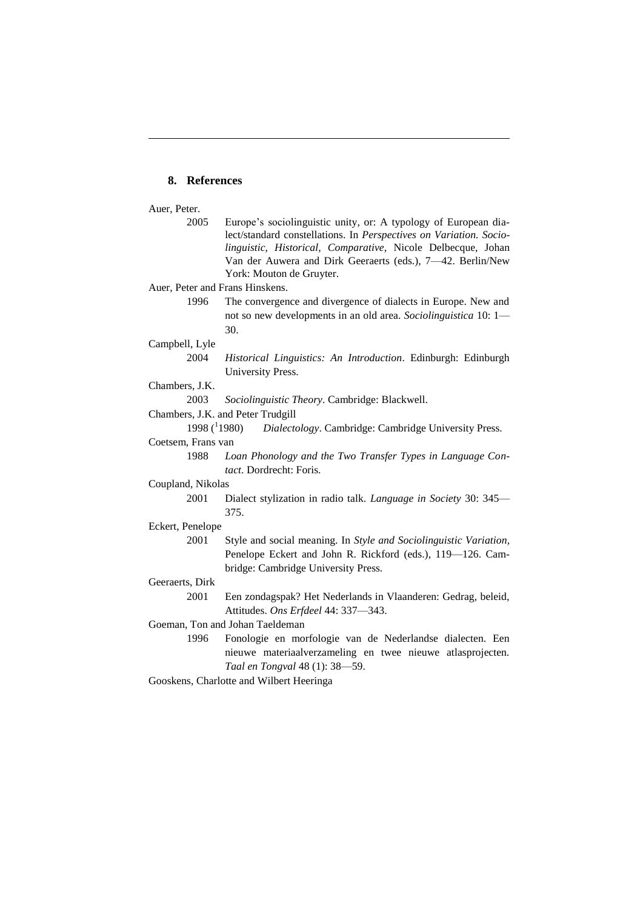## 8. References

Auer, Peter.

2005 Europe's sociolinguistic unity, or: A typology of European dialect/standard constellations. In *Perspectives on Variation. Sociolinguistic, Historical, Comparative*, Nicole Delbecque, Johan Van der Auwera and Dirk Geeraerts (eds.), 7—42. Berlin/New York: Mouton de Gruyter.

Auer, Peter and Frans Hinskens.

1996 The convergence and divergence of dialects in Europe. New and not so new developments in an old area. *Sociolinguistica* 10: 1—30.

Campbell, Lyle

2004 *Historical Linguistics: An Introduction*. Edinburgh: Edinburgh University Press.

Chambers, J.K.

2003 *Sociolinguistic Theory*. Cambridge: Blackwell.

Chambers, J.K. and Peter Trudgill

1998 ([1]1980) *Dialectology*. Cambridge: Cambridge University Press.

Coetsem, Frans van

1988 *Loan Phonology and the Two Transfer Types in Language Contact*. Dordrecht: Foris.

Coupland, Nikolas

2001 Dialect stylization in radio talk. *Language in Society* 30: 345—375.

Eckert, Penelope

2001 Style and social meaning. In *Style and Sociolinguistic Variation*, Penelope Eckert and John R. Rickford (eds.), 119—126. Cambridge: Cambridge University Press.

Geeraerts, Dirk

2001 Een zondagspak? Het Nederlands in Vlaanderen: Gedrag, beleid, Attitudes. *Ons Erfdeel* 44: 337—343.

Goeman, Ton and Johan Taeldeman

1996 Fonologie en morfologie van de Nederlandse dialecten. Een nieuwe materiaalverzameling en twee nieuwe atlasprojecten. *Taal en Tongval* 48 (1): 38—59.

Gooskens, Charlotte and Wilbert Heeringa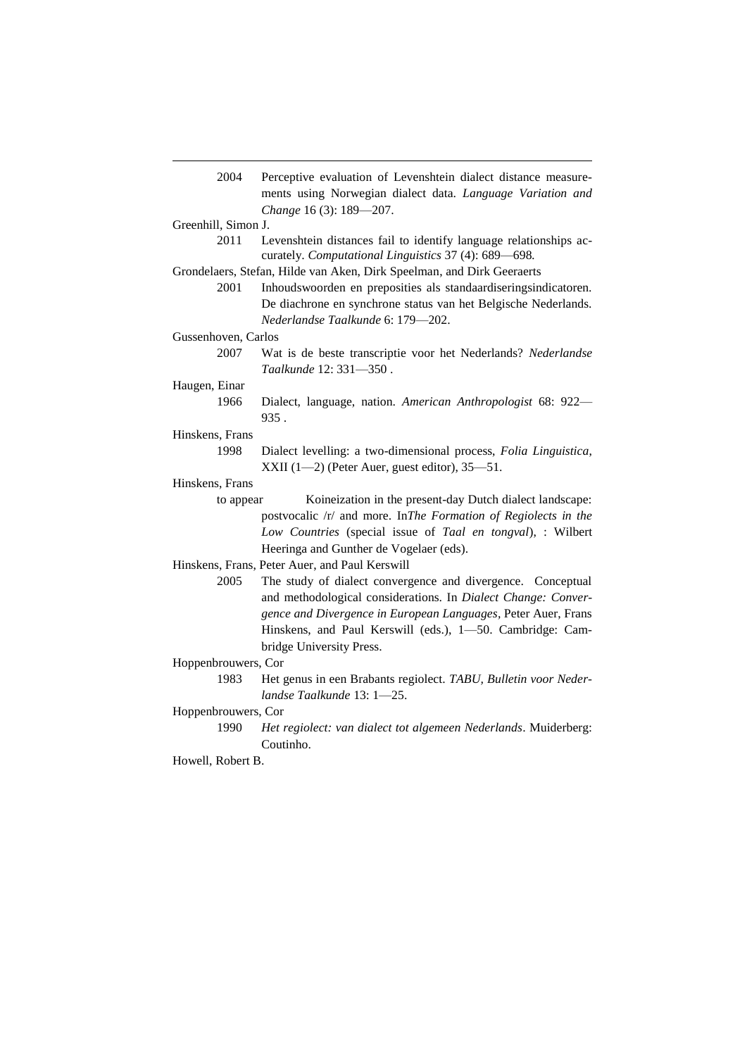2004 Perceptive evaluation of Levenshtein dialect distance measurements using Norwegian dialect data. *Language Variation and Change* 16 (3): 189—207.

Greenhill, Simon J.

2011 Levenshtein distances fail to identify language relationships accurately. *Computational Linguistics* 37 (4): 689—698.

Grondelaers, Stefan, Hilde van Aken, Dirk Speelman, and Dirk Geeraerts

2001 Inhoudswoorden en preposities als standaardiseringsindicatoren. De diachrone en synchrone status van het Belgische Nederlands. *Nederlandse Taalkunde* 6: 179—202.

Gussenhoven, Carlos

2007 Wat is de beste transcriptie voor het Nederlands? *Nederlandse Taalkunde* 12: 331—350 .

Haugen, Einar

1966 Dialect, language, nation. *American Anthropologist* 68: 922—935 .

Hinskens, Frans

1998 Dialect levelling: a two-dimensional process, *Folia Linguistica*, XXII (1—2) (Peter Auer, guest editor), 35—51.

Hinskens, Frans

to appear Koineization in the present-day Dutch dialect landscape: postvocalic /r/ and more. In*The Formation of Regiolects in the Low Countries* (special issue of *Taal en tongval*), : Wilbert Heeringa and Gunther de Vogelaer (eds).

Hinskens, Frans, Peter Auer, and Paul Kerswill

2005 The study of dialect convergence and divergence. Conceptual and methodological considerations. In *Dialect Change: Convergence and Divergence in European Languages*, Peter Auer, Frans Hinskens, and Paul Kerswill (eds.), 1—50. Cambridge: Cambridge University Press.

Hoppenbrouwers, Cor

1983 Het genus in een Brabants regiolect. *TABU, Bulletin voor Nederlandse Taalkunde* 13: 1—25.

Hoppenbrouwers, Cor

1990 *Het regiolect: van dialect tot algemeen Nederlands*. Muiderberg: Coutinho.

Howell, Robert B.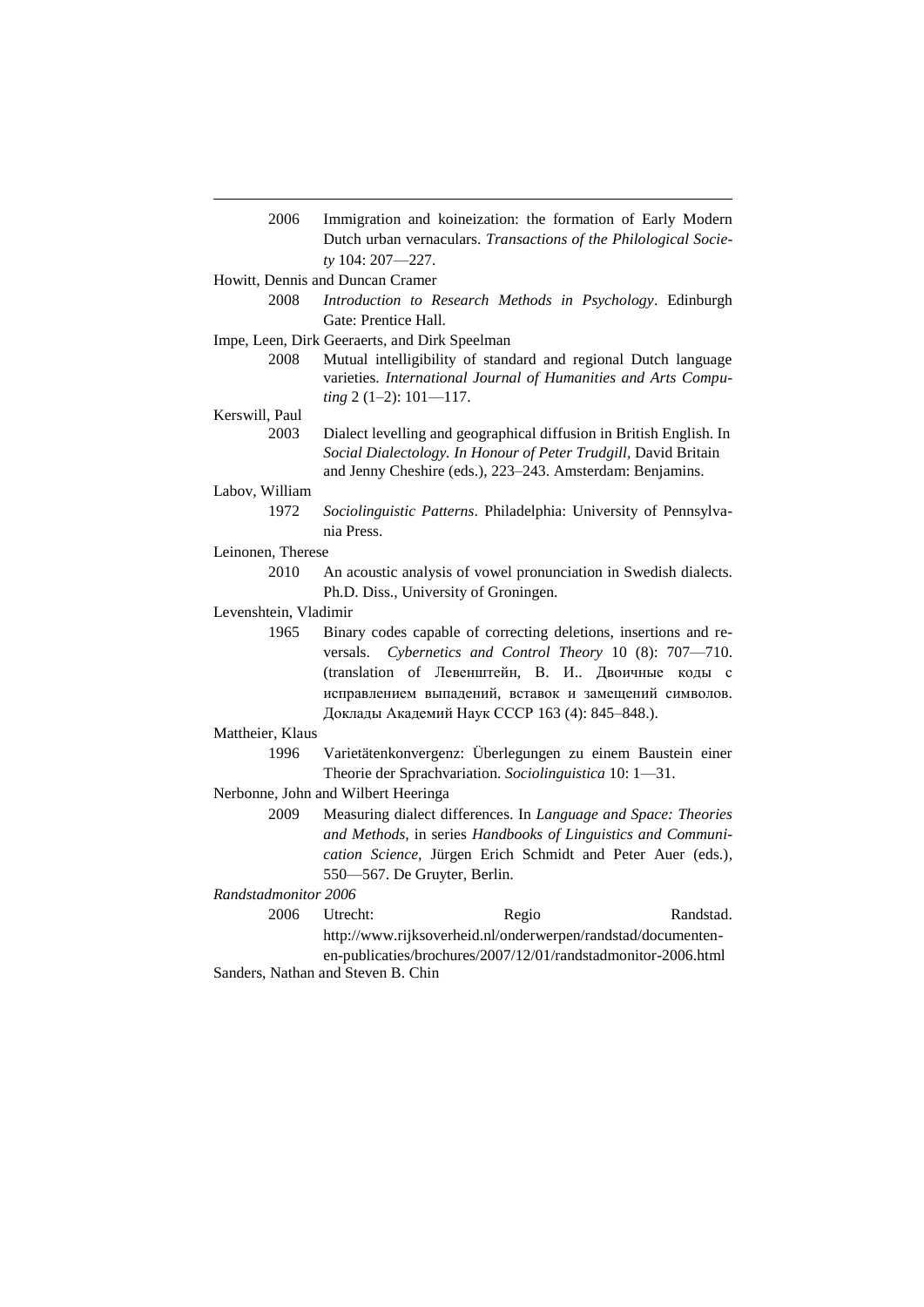2006 Immigration and koineization: the formation of Early Modern Dutch urban vernaculars. *Transactions of the Philological Society* 104: 207—227.

Howitt, Dennis and Duncan Cramer

2008 *Introduction to Research Methods in Psychology*. Edinburgh Gate: Prentice Hall.

Impe, Leen, Dirk Geeraerts, and Dirk Speelman

2008 Mutual intelligibility of standard and regional Dutch language varieties. *International Journal of Humanities and Arts Computing* 2 (1–2): 101—117.

Kerswill, Paul

2003 Dialect levelling and geographical diffusion in British English. In *Social Dialectology. In Honour of Peter Trudgill*, David Britain and Jenny Cheshire (eds.), 223–243. Amsterdam: Benjamins.

Labov, William

1972 *Sociolinguistic Patterns*. Philadelphia: University of Pennsylvania Press.

Leinonen, Therese

2010 An acoustic analysis of vowel pronunciation in Swedish dialects. Ph.D. Diss., University of Groningen.

Levenshtein, Vladimir

1965 Binary codes capable of correcting deletions, insertions and reversals. *Cybernetics and Control Theory* 10 (8): 707—710. (translation of Левенштейн, В. И.. Двоичные коды с исправлением выпадений, вставок и замещений символов. Доклады Академий Наук СССР 163 (4): 845–848.).

Mattheier, Klaus

1996 Varietätenkonvergenz: Überlegungen zu einem Baustein einer Theorie der Sprachvariation. *Sociolinguistica* 10: 1—31.

Nerbonne, John and Wilbert Heeringa

2009 Measuring dialect differences. In *Language and Space: Theories and Methods*, in series *Handbooks of Linguistics and Communication Science*, Jürgen Erich Schmidt and Peter Auer (eds.), 550—567. De Gruyter, Berlin.

*Randstadmonitor 2006*

2006 Utrecht: Regio Randstad. http://www.rijksoverheid.nl/onderwerpen/randstad/documenten-en-publicaties/brochures/2007/12/01/randstadmonitor-2006.html

Sanders, Nathan and Steven B. Chin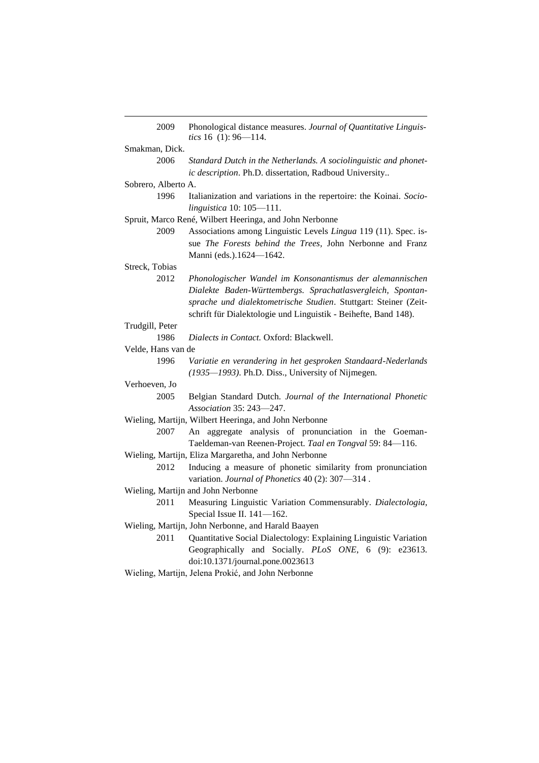2009 Phonological distance measures. *Journal of Quantitative Linguistics* 16 (1): 96—114.

Smakman, Dick.

2006 *Standard Dutch in the Netherlands. A sociolinguistic and phonetic description*. Ph.D. dissertation, Radboud University..

Sobrero, Alberto A.

1996 Italianization and variations in the repertoire: the Koinai. *Sociolinguistica* 10: 105—111.

Spruit, Marco René, Wilbert Heeringa, and John Nerbonne

2009 Associations among Linguistic Levels *Lingua* 119 (11). Spec. issue *The Forests behind the Trees*, John Nerbonne and Franz Manni (eds.).1624—1642.

Streck, Tobias

2012 *Phonologischer Wandel im Konsonantismus der alemannischen Dialekte Baden-Württembergs. Sprachatlasvergleich, Spontansprache und dialektometrische Studien*. Stuttgart: Steiner (Zeitschrift für Dialektologie und Linguistik - Beihefte, Band 148).

Trudgill, Peter

1986 *Dialects in Contact.* Oxford: Blackwell.

Velde, Hans van de

1996 *Variatie en verandering in het gesproken Standaard-Nederlands (1935—1993)*. Ph.D. Diss., University of Nijmegen.

Verhoeven, Jo

2005 Belgian Standard Dutch. *Journal of the International Phonetic Association* 35: 243—247.

Wieling, Martijn, Wilbert Heeringa, and John Nerbonne

2007 An aggregate analysis of pronunciation in the Goeman-Taeldeman-van Reenen-Project. *Taal en Tongval* 59: 84—116.

Wieling, Martijn, Eliza Margaretha, and John Nerbonne

2012 Inducing a measure of phonetic similarity from pronunciation variation. *Journal of Phonetics* 40 (2): 307—314 .

Wieling, Martijn and John Nerbonne

2011 Measuring Linguistic Variation Commensurably. *Dialectologia*, Special Issue II. 141—162.

Wieling, Martijn, John Nerbonne, and Harald Baayen

2011 Quantitative Social Dialectology: Explaining Linguistic Variation Geographically and Socially. *PLoS ONE*, 6 (9): e23613. doi:10.1371/journal.pone.0023613

Wieling, Martijn, Jelena Prokić, and John Nerbonne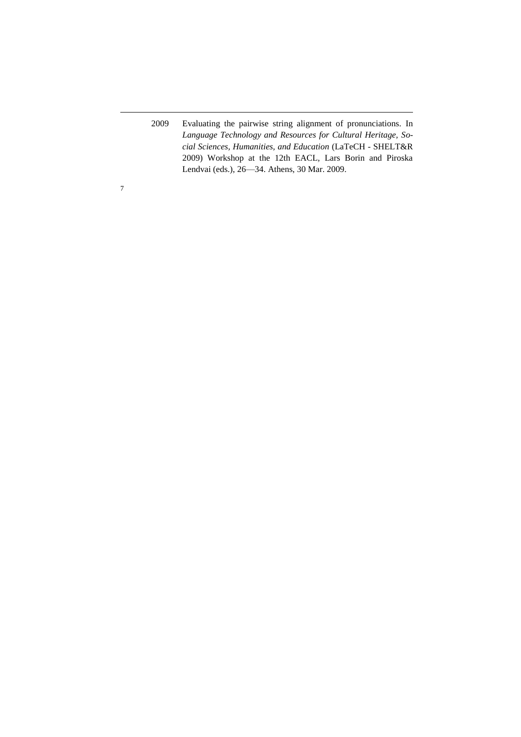2009 Evaluating the pairwise string alignment of pronunciations. In *Language Technology and Resources for Cultural Heritage, Social Sciences, Humanities, and Education* (LaTeCH - SHELT&R 2009) Workshop at the 12th EACL, Lars Borin and Piroska Lendvai (eds.), 26—34. Athens, 30 Mar. 2009.